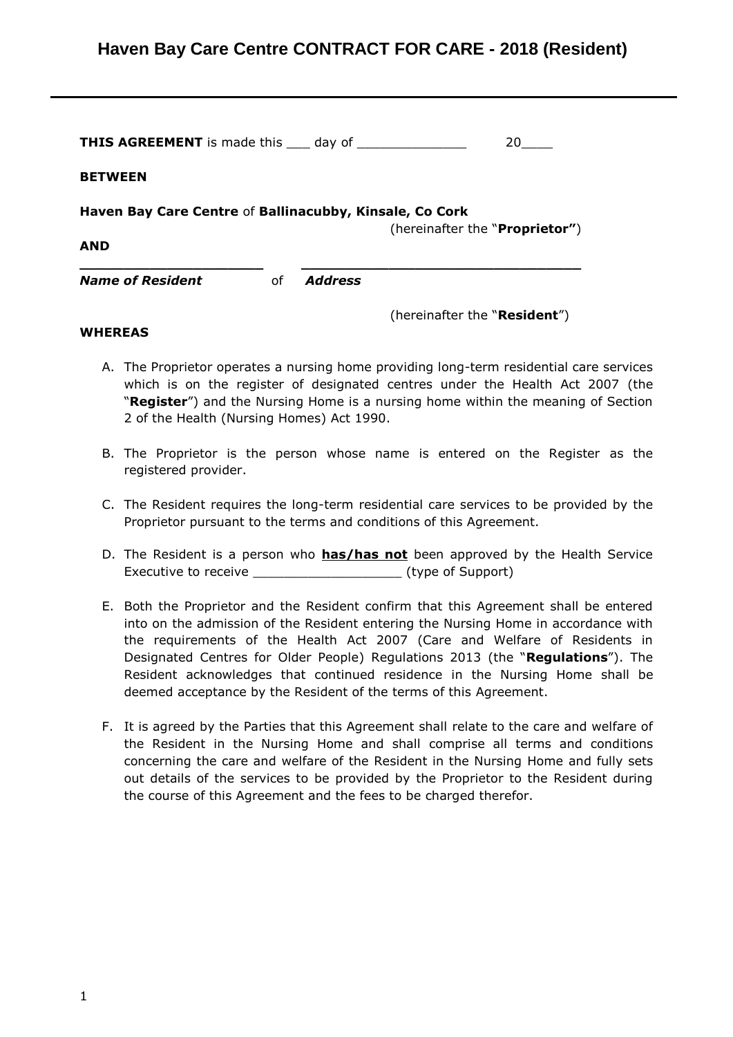# Haven Bay Care Centre CONTRACT FOR CARE - 2018 (Resident)

**THIS AGREEMENT** is made this ___ day of ______________ 20____

**BETWEEN**

**Haven Bay Care Centre** of **Ballinacubby, Kinsale, Co Cork**

(hereinafter the "**Proprietor"**)

**AND**

______________________ ____________________________________

***Name of Resident*** of ***Address***

(hereinafter the "**Resident**")

**WHEREAS**

A. The Proprietor operates a nursing home providing long-term residential care services which is on the register of designated centres under the Health Act 2007 (the "**Register**") and the Nursing Home is a nursing home within the meaning of Section 2 of the Health (Nursing Homes) Act 1990.

B. The Proprietor is the person whose name is entered on the Register as the registered provider.

C. The Resident requires the long-term residential care services to be provided by the Proprietor pursuant to the terms and conditions of this Agreement.

D. The Resident is a person who **has/has not** been approved by the Health Service Executive to receive ___________________ (type of Support)

E. Both the Proprietor and the Resident confirm that this Agreement shall be entered into on the admission of the Resident entering the Nursing Home in accordance with the requirements of the Health Act 2007 (Care and Welfare of Residents in Designated Centres for Older People) Regulations 2013 (the "**Regulations**"). The Resident acknowledges that continued residence in the Nursing Home shall be deemed acceptance by the Resident of the terms of this Agreement.

F. It is agreed by the Parties that this Agreement shall relate to the care and welfare of the Resident in the Nursing Home and shall comprise all terms and conditions concerning the care and welfare of the Resident in the Nursing Home and fully sets out details of the services to be provided by the Proprietor to the Resident during the course of this Agreement and the fees to be charged therefor.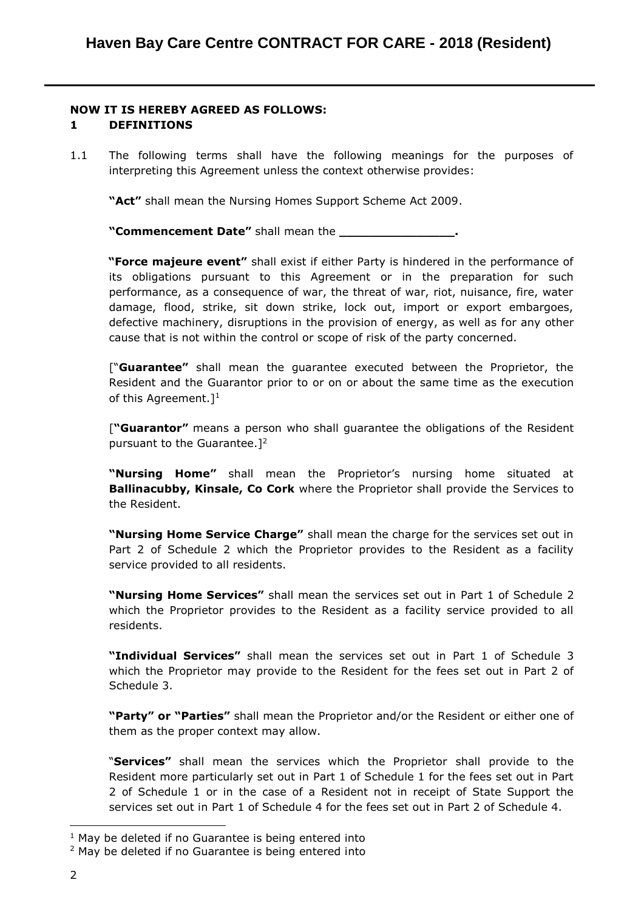**NOW IT IS HEREBY AGREED AS FOLLOWS:**

**1 DEFINITIONS**

1.1 The following terms shall have the following meanings for the purposes of interpreting this Agreement unless the context otherwise provides:

**"Act"** shall mean the Nursing Homes Support Scheme Act 2009.

**"Commencement Date"** shall mean the **\_\_\_\_\_\_\_\_\_\_\_\_\_\_\_\_.**

**"Force majeure event"** shall exist if either Party is hindered in the performance of its obligations pursuant to this Agreement or in the preparation for such performance, as a consequence of war, the threat of war, riot, nuisance, fire, water damage, flood, strike, sit down strike, lock out, import or export embargoes, defective machinery, disruptions in the provision of energy, as well as for any other cause that is not within the control or scope of risk of the party concerned.

["**Guarantee"** shall mean the guarantee executed between the Proprietor, the Resident and the Guarantor prior to or on or about the same time as the execution of this Agreement.][1]

[**"Guarantor"** means a person who shall guarantee the obligations of the Resident pursuant to the Guarantee.][2]

**"Nursing Home"** shall mean the Proprietor's nursing home situated at **Ballinacubby, Kinsale, Co Cork** where the Proprietor shall provide the Services to the Resident.

**"Nursing Home Service Charge"** shall mean the charge for the services set out in Part 2 of Schedule 2 which the Proprietor provides to the Resident as a facility service provided to all residents.

**"Nursing Home Services"** shall mean the services set out in Part 1 of Schedule 2 which the Proprietor provides to the Resident as a facility service provided to all residents.

**"Individual Services"** shall mean the services set out in Part 1 of Schedule 3 which the Proprietor may provide to the Resident for the fees set out in Part 2 of Schedule 3.

**"Party" or "Parties"** shall mean the Proprietor and/or the Resident or either one of them as the proper context may allow.

"**Services"** shall mean the services which the Proprietor shall provide to the Resident more particularly set out in Part 1 of Schedule 1 for the fees set out in Part 2 of Schedule 1 or in the case of a Resident not in receipt of State Support the services set out in Part 1 of Schedule 4 for the fees set out in Part 2 of Schedule 4.

---

[1] May be deleted if no Guarantee is being entered into

[2] May be deleted if no Guarantee is being entered into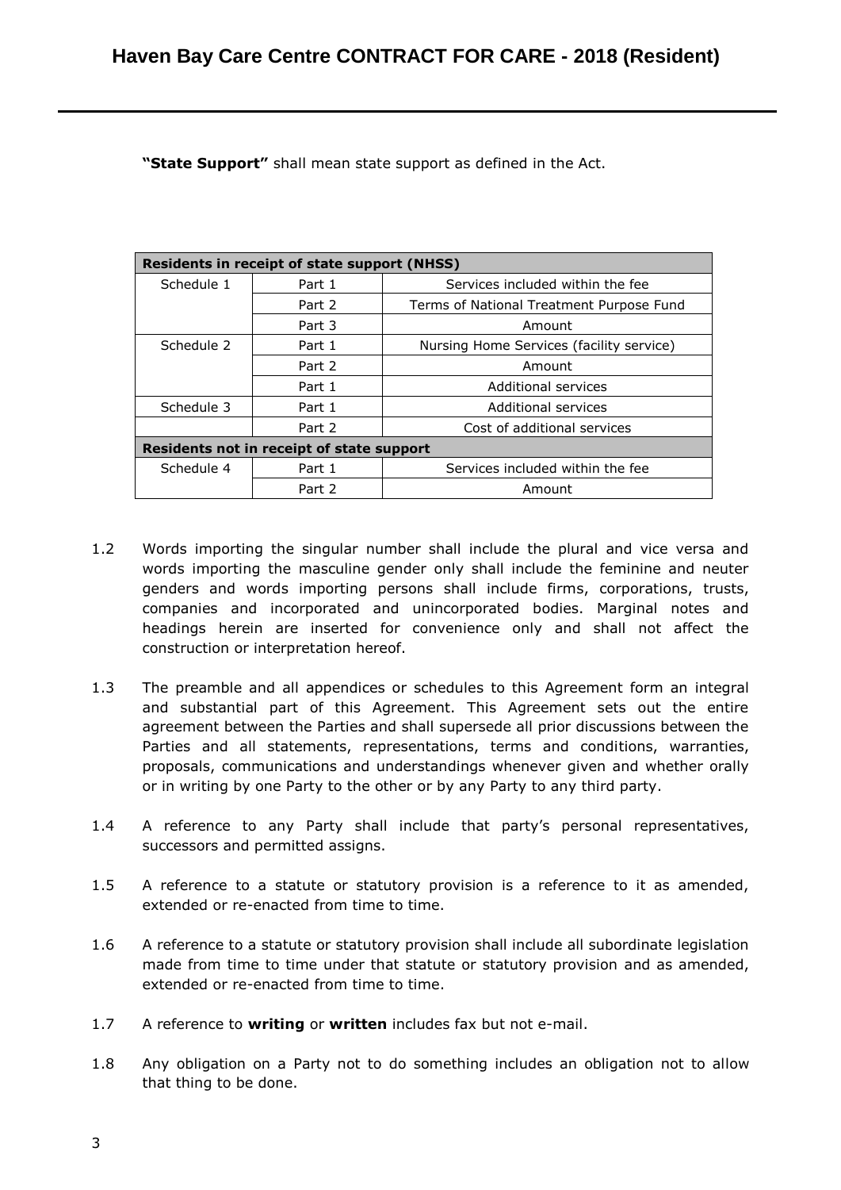**"State Support"** shall mean state support as defined in the Act.

| Residents in receipt of state support (NHSS) | | |
|---|---|---|
| Schedule 1 | Part 1 | Services included within the fee |
| | Part 2 | Terms of National Treatment Purpose Fund |
| | Part 3 | Amount |
| Schedule 2 | Part 1 | Nursing Home Services (facility service) |
| | Part 2 | Amount |
| | Part 1 | Additional services |
| Schedule 3 | Part 1 | Additional services |
| | Part 2 | Cost of additional services |
| **Residents not in receipt of state support** | | |
| Schedule 4 | Part 1 | Services included within the fee |
| | Part 2 | Amount |

1.2 Words importing the singular number shall include the plural and vice versa and words importing the masculine gender only shall include the feminine and neuter genders and words importing persons shall include firms, corporations, trusts, companies and incorporated and unincorporated bodies. Marginal notes and headings herein are inserted for convenience only and shall not affect the construction or interpretation hereof.

1.3 The preamble and all appendices or schedules to this Agreement form an integral and substantial part of this Agreement. This Agreement sets out the entire agreement between the Parties and shall supersede all prior discussions between the Parties and all statements, representations, terms and conditions, warranties, proposals, communications and understandings whenever given and whether orally or in writing by one Party to the other or by any Party to any third party.

1.4 A reference to any Party shall include that party's personal representatives, successors and permitted assigns.

1.5 A reference to a statute or statutory provision is a reference to it as amended, extended or re-enacted from time to time.

1.6 A reference to a statute or statutory provision shall include all subordinate legislation made from time to time under that statute or statutory provision and as amended, extended or re-enacted from time to time.

1.7 A reference to **writing** or **written** includes fax but not e-mail.

1.8 Any obligation on a Party not to do something includes an obligation not to allow that thing to be done.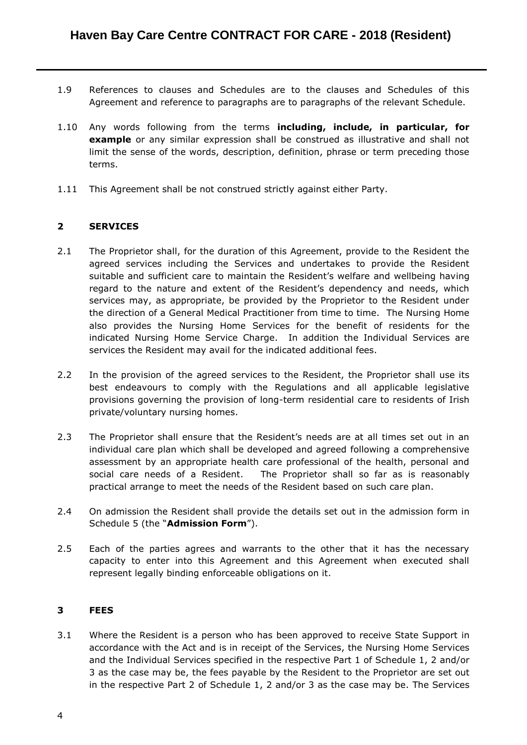1.9 References to clauses and Schedules are to the clauses and Schedules of this Agreement and reference to paragraphs are to paragraphs of the relevant Schedule.

1.10 Any words following from the terms **including, include, in particular, for example** or any similar expression shall be construed as illustrative and shall not limit the sense of the words, description, definition, phrase or term preceding those terms.

1.11 This Agreement shall be not construed strictly against either Party.

## 2 SERVICES

2.1 The Proprietor shall, for the duration of this Agreement, provide to the Resident the agreed services including the Services and undertakes to provide the Resident suitable and sufficient care to maintain the Resident's welfare and wellbeing having regard to the nature and extent of the Resident's dependency and needs, which services may, as appropriate, be provided by the Proprietor to the Resident under the direction of a General Medical Practitioner from time to time. The Nursing Home also provides the Nursing Home Services for the benefit of residents for the indicated Nursing Home Service Charge. In addition the Individual Services are services the Resident may avail for the indicated additional fees.

2.2 In the provision of the agreed services to the Resident, the Proprietor shall use its best endeavours to comply with the Regulations and all applicable legislative provisions governing the provision of long-term residential care to residents of Irish private/voluntary nursing homes.

2.3 The Proprietor shall ensure that the Resident's needs are at all times set out in an individual care plan which shall be developed and agreed following a comprehensive assessment by an appropriate health care professional of the health, personal and social care needs of a Resident. The Proprietor shall so far as is reasonably practical arrange to meet the needs of the Resident based on such care plan.

2.4 On admission the Resident shall provide the details set out in the admission form in Schedule 5 (the "**Admission Form**").

2.5 Each of the parties agrees and warrants to the other that it has the necessary capacity to enter into this Agreement and this Agreement when executed shall represent legally binding enforceable obligations on it.

## 3 FEES

3.1 Where the Resident is a person who has been approved to receive State Support in accordance with the Act and is in receipt of the Services, the Nursing Home Services and the Individual Services specified in the respective Part 1 of Schedule 1, 2 and/or 3 as the case may be, the fees payable by the Resident to the Proprietor are set out in the respective Part 2 of Schedule 1, 2 and/or 3 as the case may be. The Services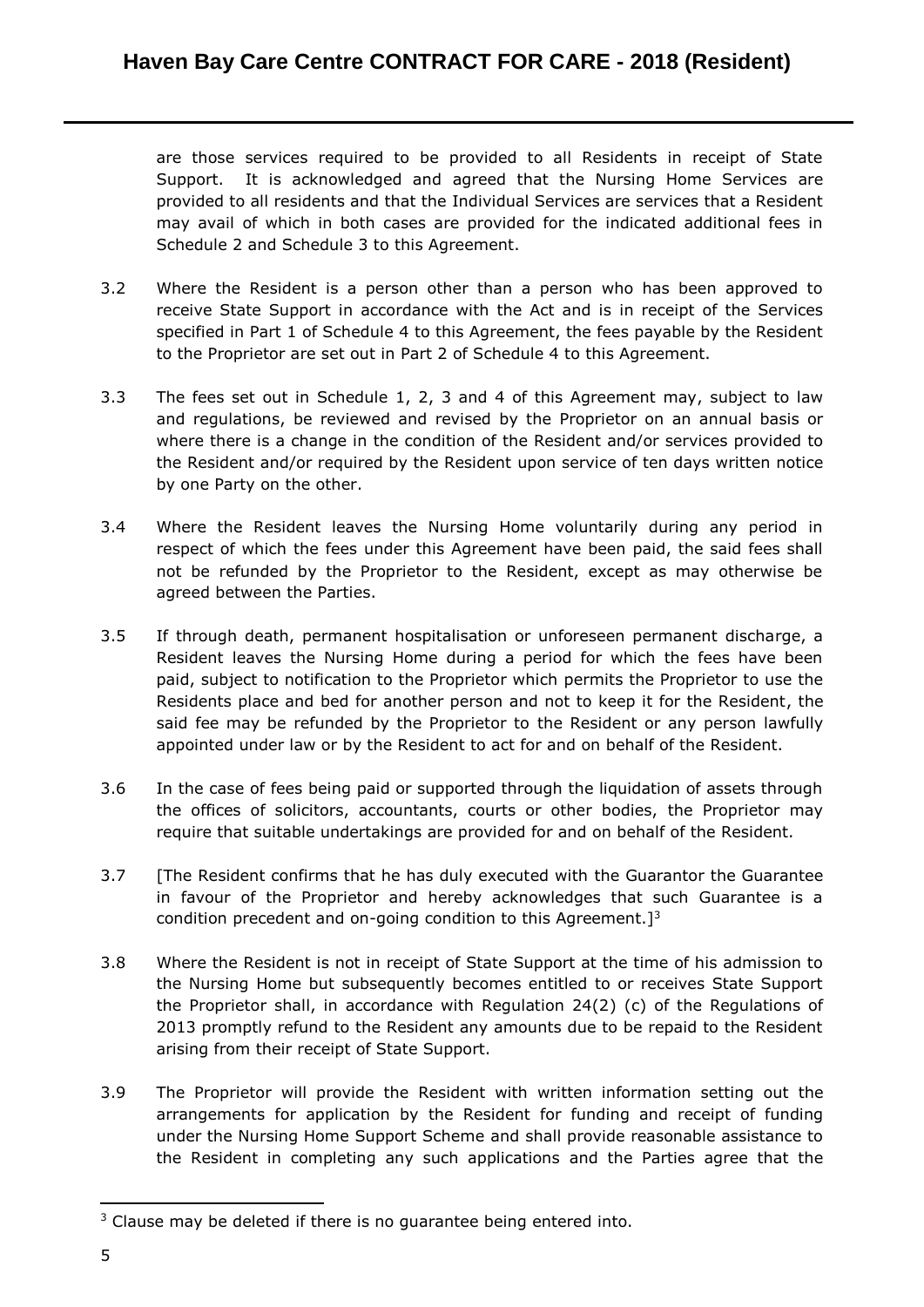are those services required to be provided to all Residents in receipt of State Support. It is acknowledged and agreed that the Nursing Home Services are provided to all residents and that the Individual Services are services that a Resident may avail of which in both cases are provided for the indicated additional fees in Schedule 2 and Schedule 3 to this Agreement.

3.2 Where the Resident is a person other than a person who has been approved to receive State Support in accordance with the Act and is in receipt of the Services specified in Part 1 of Schedule 4 to this Agreement, the fees payable by the Resident to the Proprietor are set out in Part 2 of Schedule 4 to this Agreement.

3.3 The fees set out in Schedule 1, 2, 3 and 4 of this Agreement may, subject to law and regulations, be reviewed and revised by the Proprietor on an annual basis or where there is a change in the condition of the Resident and/or services provided to the Resident and/or required by the Resident upon service of ten days written notice by one Party on the other.

3.4 Where the Resident leaves the Nursing Home voluntarily during any period in respect of which the fees under this Agreement have been paid, the said fees shall not be refunded by the Proprietor to the Resident, except as may otherwise be agreed between the Parties.

3.5 If through death, permanent hospitalisation or unforeseen permanent discharge, a Resident leaves the Nursing Home during a period for which the fees have been paid, subject to notification to the Proprietor which permits the Proprietor to use the Residents place and bed for another person and not to keep it for the Resident, the said fee may be refunded by the Proprietor to the Resident or any person lawfully appointed under law or by the Resident to act for and on behalf of the Resident.

3.6 In the case of fees being paid or supported through the liquidation of assets through the offices of solicitors, accountants, courts or other bodies, the Proprietor may require that suitable undertakings are provided for and on behalf of the Resident.

3.7 [The Resident confirms that he has duly executed with the Guarantor the Guarantee in favour of the Proprietor and hereby acknowledges that such Guarantee is a condition precedent and on-going condition to this Agreement.][3]

3.8 Where the Resident is not in receipt of State Support at the time of his admission to the Nursing Home but subsequently becomes entitled to or receives State Support the Proprietor shall, in accordance with Regulation 24(2) (c) of the Regulations of 2013 promptly refund to the Resident any amounts due to be repaid to the Resident arising from their receipt of State Support.

3.9 The Proprietor will provide the Resident with written information setting out the arrangements for application by the Resident for funding and receipt of funding under the Nursing Home Support Scheme and shall provide reasonable assistance to the Resident in completing any such applications and the Parties agree that the

[3] Clause may be deleted if there is no guarantee being entered into.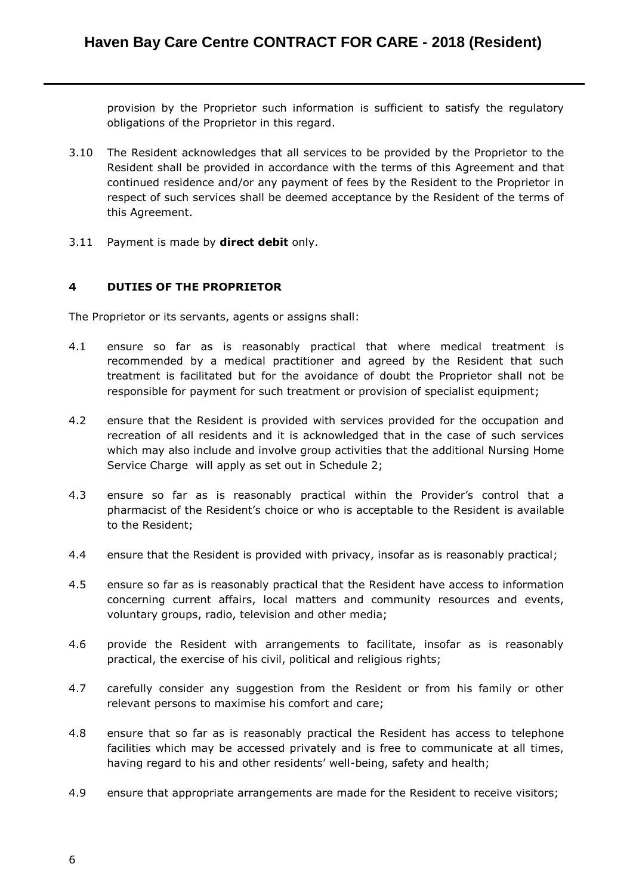provision by the Proprietor such information is sufficient to satisfy the regulatory obligations of the Proprietor in this regard.

3.10 The Resident acknowledges that all services to be provided by the Proprietor to the Resident shall be provided in accordance with the terms of this Agreement and that continued residence and/or any payment of fees by the Resident to the Proprietor in respect of such services shall be deemed acceptance by the Resident of the terms of this Agreement.

3.11 Payment is made by **direct debit** only.

### 4 DUTIES OF THE PROPRIETOR

The Proprietor or its servants, agents or assigns shall:

4.1 ensure so far as is reasonably practical that where medical treatment is recommended by a medical practitioner and agreed by the Resident that such treatment is facilitated but for the avoidance of doubt the Proprietor shall not be responsible for payment for such treatment or provision of specialist equipment;

4.2 ensure that the Resident is provided with services provided for the occupation and recreation of all residents and it is acknowledged that in the case of such services which may also include and involve group activities that the additional Nursing Home Service Charge will apply as set out in Schedule 2;

4.3 ensure so far as is reasonably practical within the Provider's control that a pharmacist of the Resident's choice or who is acceptable to the Resident is available to the Resident;

4.4 ensure that the Resident is provided with privacy, insofar as is reasonably practical;

4.5 ensure so far as is reasonably practical that the Resident have access to information concerning current affairs, local matters and community resources and events, voluntary groups, radio, television and other media;

4.6 provide the Resident with arrangements to facilitate, insofar as is reasonably practical, the exercise of his civil, political and religious rights;

4.7 carefully consider any suggestion from the Resident or from his family or other relevant persons to maximise his comfort and care;

4.8 ensure that so far as is reasonably practical the Resident has access to telephone facilities which may be accessed privately and is free to communicate at all times, having regard to his and other residents' well-being, safety and health;

4.9 ensure that appropriate arrangements are made for the Resident to receive visitors;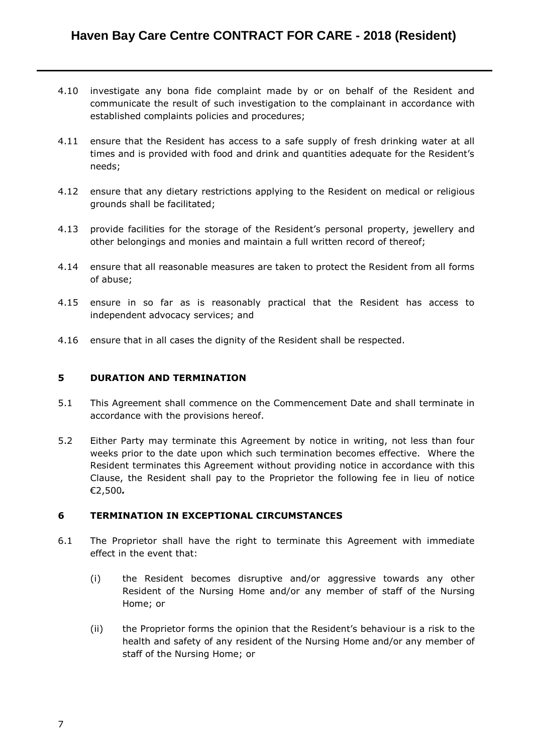4.10 investigate any bona fide complaint made by or on behalf of the Resident and communicate the result of such investigation to the complainant in accordance with established complaints policies and procedures;

4.11 ensure that the Resident has access to a safe supply of fresh drinking water at all times and is provided with food and drink and quantities adequate for the Resident's needs;

4.12 ensure that any dietary restrictions applying to the Resident on medical or religious grounds shall be facilitated;

4.13 provide facilities for the storage of the Resident's personal property, jewellery and other belongings and monies and maintain a full written record of thereof;

4.14 ensure that all reasonable measures are taken to protect the Resident from all forms of abuse;

4.15 ensure in so far as is reasonably practical that the Resident has access to independent advocacy services; and

4.16 ensure that in all cases the dignity of the Resident shall be respected.

## 5 DURATION AND TERMINATION

5.1 This Agreement shall commence on the Commencement Date and shall terminate in accordance with the provisions hereof.

5.2 Either Party may terminate this Agreement by notice in writing, not less than four weeks prior to the date upon which such termination becomes effective. Where the Resident terminates this Agreement without providing notice in accordance with this Clause, the Resident shall pay to the Proprietor the following fee in lieu of notice €2,500*.*

## 6 TERMINATION IN EXCEPTIONAL CIRCUMSTANCES

6.1 The Proprietor shall have the right to terminate this Agreement with immediate effect in the event that:

(i) the Resident becomes disruptive and/or aggressive towards any other Resident of the Nursing Home and/or any member of staff of the Nursing Home; or

(ii) the Proprietor forms the opinion that the Resident's behaviour is a risk to the health and safety of any resident of the Nursing Home and/or any member of staff of the Nursing Home; or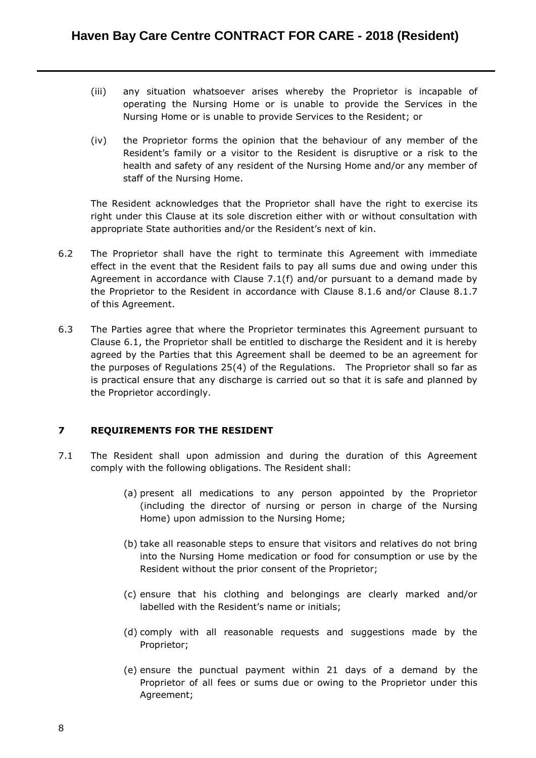(iii) any situation whatsoever arises whereby the Proprietor is incapable of operating the Nursing Home or is unable to provide the Services in the Nursing Home or is unable to provide Services to the Resident; or

(iv) the Proprietor forms the opinion that the behaviour of any member of the Resident's family or a visitor to the Resident is disruptive or a risk to the health and safety of any resident of the Nursing Home and/or any member of staff of the Nursing Home.

The Resident acknowledges that the Proprietor shall have the right to exercise its right under this Clause at its sole discretion either with or without consultation with appropriate State authorities and/or the Resident's next of kin.

6.2 The Proprietor shall have the right to terminate this Agreement with immediate effect in the event that the Resident fails to pay all sums due and owing under this Agreement in accordance with Clause 7.1(f) and/or pursuant to a demand made by the Proprietor to the Resident in accordance with Clause 8.1.6 and/or Clause 8.1.7 of this Agreement.

6.3 The Parties agree that where the Proprietor terminates this Agreement pursuant to Clause 6.1, the Proprietor shall be entitled to discharge the Resident and it is hereby agreed by the Parties that this Agreement shall be deemed to be an agreement for the purposes of Regulations 25(4) of the Regulations. The Proprietor shall so far as is practical ensure that any discharge is carried out so that it is safe and planned by the Proprietor accordingly.

## 7 REQUIREMENTS FOR THE RESIDENT

7.1 The Resident shall upon admission and during the duration of this Agreement comply with the following obligations. The Resident shall:

(a) present all medications to any person appointed by the Proprietor (including the director of nursing or person in charge of the Nursing Home) upon admission to the Nursing Home;

(b) take all reasonable steps to ensure that visitors and relatives do not bring into the Nursing Home medication or food for consumption or use by the Resident without the prior consent of the Proprietor;

(c) ensure that his clothing and belongings are clearly marked and/or labelled with the Resident's name or initials;

(d) comply with all reasonable requests and suggestions made by the Proprietor;

(e) ensure the punctual payment within 21 days of a demand by the Proprietor of all fees or sums due or owing to the Proprietor under this Agreement;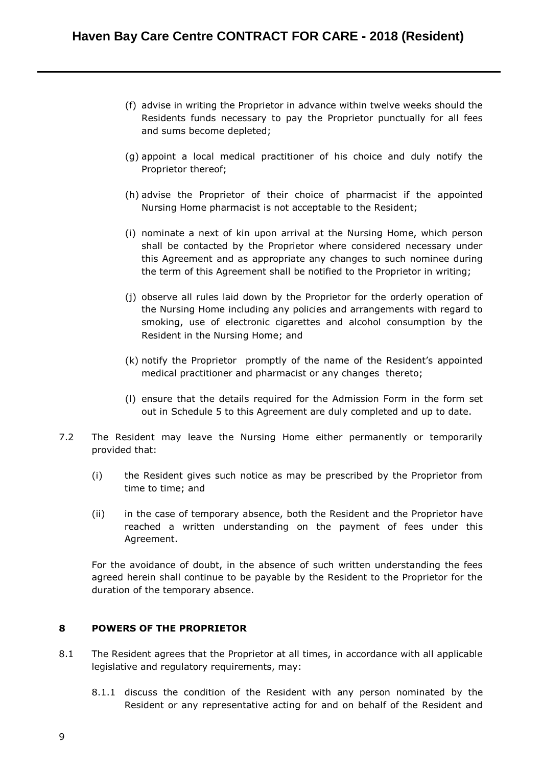(f) advise in writing the Proprietor in advance within twelve weeks should the Residents funds necessary to pay the Proprietor punctually for all fees and sums become depleted;

(g) appoint a local medical practitioner of his choice and duly notify the Proprietor thereof;

(h) advise the Proprietor of their choice of pharmacist if the appointed Nursing Home pharmacist is not acceptable to the Resident;

(i) nominate a next of kin upon arrival at the Nursing Home, which person shall be contacted by the Proprietor where considered necessary under this Agreement and as appropriate any changes to such nominee during the term of this Agreement shall be notified to the Proprietor in writing;

(j) observe all rules laid down by the Proprietor for the orderly operation of the Nursing Home including any policies and arrangements with regard to smoking, use of electronic cigarettes and alcohol consumption by the Resident in the Nursing Home; and

(k) notify the Proprietor promptly of the name of the Resident's appointed medical practitioner and pharmacist or any changes thereto;

(l) ensure that the details required for the Admission Form in the form set out in Schedule 5 to this Agreement are duly completed and up to date.

7.2 The Resident may leave the Nursing Home either permanently or temporarily provided that:

(i) the Resident gives such notice as may be prescribed by the Proprietor from time to time; and

(ii) in the case of temporary absence, both the Resident and the Proprietor have reached a written understanding on the payment of fees under this Agreement.

For the avoidance of doubt, in the absence of such written understanding the fees agreed herein shall continue to be payable by the Resident to the Proprietor for the duration of the temporary absence.

## 8 POWERS OF THE PROPRIETOR

8.1 The Resident agrees that the Proprietor at all times, in accordance with all applicable legislative and regulatory requirements, may:

8.1.1 discuss the condition of the Resident with any person nominated by the Resident or any representative acting for and on behalf of the Resident and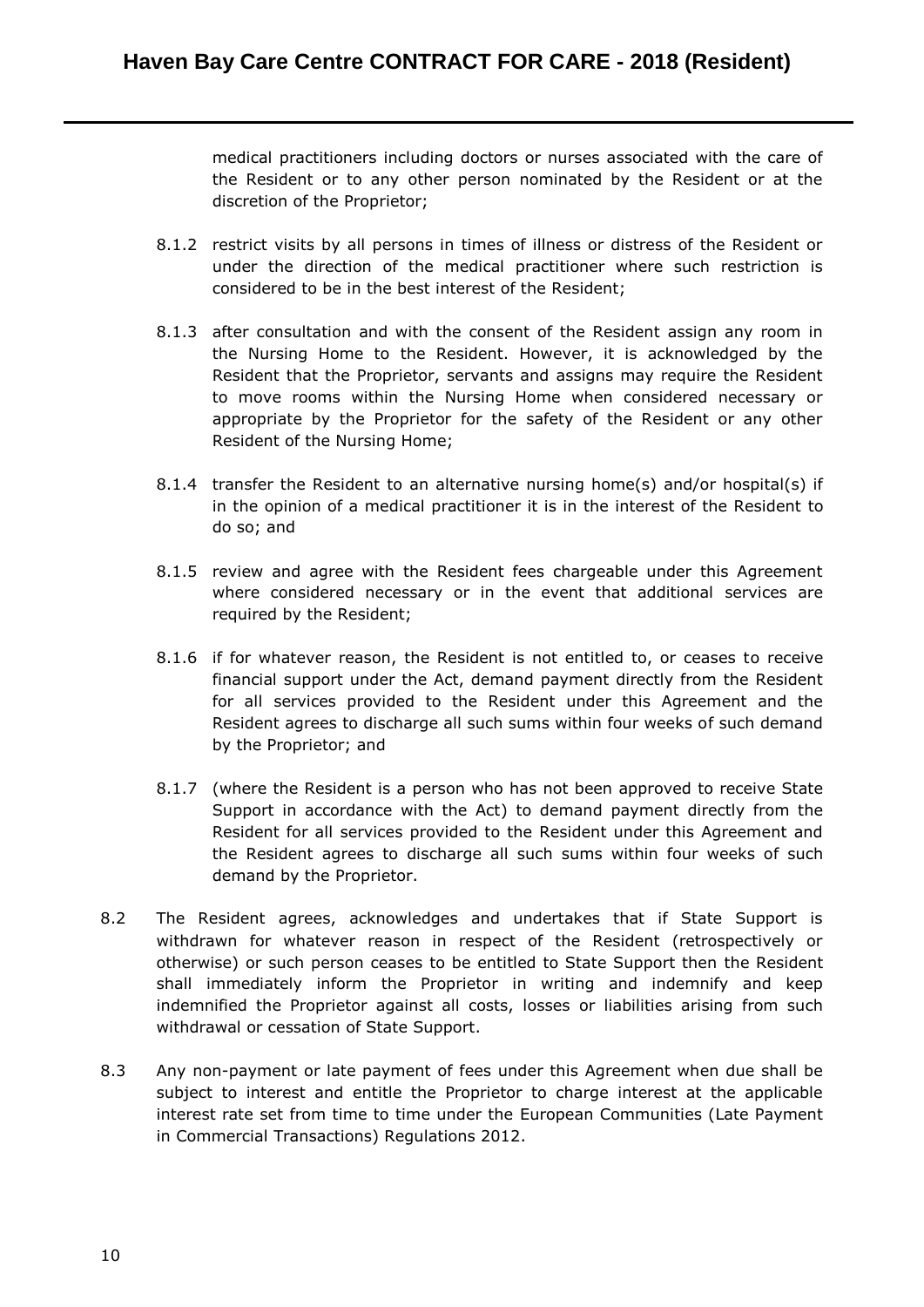medical practitioners including doctors or nurses associated with the care of the Resident or to any other person nominated by the Resident or at the discretion of the Proprietor;

8.1.2 restrict visits by all persons in times of illness or distress of the Resident or under the direction of the medical practitioner where such restriction is considered to be in the best interest of the Resident;

8.1.3 after consultation and with the consent of the Resident assign any room in the Nursing Home to the Resident. However, it is acknowledged by the Resident that the Proprietor, servants and assigns may require the Resident to move rooms within the Nursing Home when considered necessary or appropriate by the Proprietor for the safety of the Resident or any other Resident of the Nursing Home;

8.1.4 transfer the Resident to an alternative nursing home(s) and/or hospital(s) if in the opinion of a medical practitioner it is in the interest of the Resident to do so; and

8.1.5 review and agree with the Resident fees chargeable under this Agreement where considered necessary or in the event that additional services are required by the Resident;

8.1.6 if for whatever reason, the Resident is not entitled to, or ceases to receive financial support under the Act, demand payment directly from the Resident for all services provided to the Resident under this Agreement and the Resident agrees to discharge all such sums within four weeks of such demand by the Proprietor; and

8.1.7 (where the Resident is a person who has not been approved to receive State Support in accordance with the Act) to demand payment directly from the Resident for all services provided to the Resident under this Agreement and the Resident agrees to discharge all such sums within four weeks of such demand by the Proprietor.

8.2 The Resident agrees, acknowledges and undertakes that if State Support is withdrawn for whatever reason in respect of the Resident (retrospectively or otherwise) or such person ceases to be entitled to State Support then the Resident shall immediately inform the Proprietor in writing and indemnify and keep indemnified the Proprietor against all costs, losses or liabilities arising from such withdrawal or cessation of State Support.

8.3 Any non-payment or late payment of fees under this Agreement when due shall be subject to interest and entitle the Proprietor to charge interest at the applicable interest rate set from time to time under the European Communities (Late Payment in Commercial Transactions) Regulations 2012.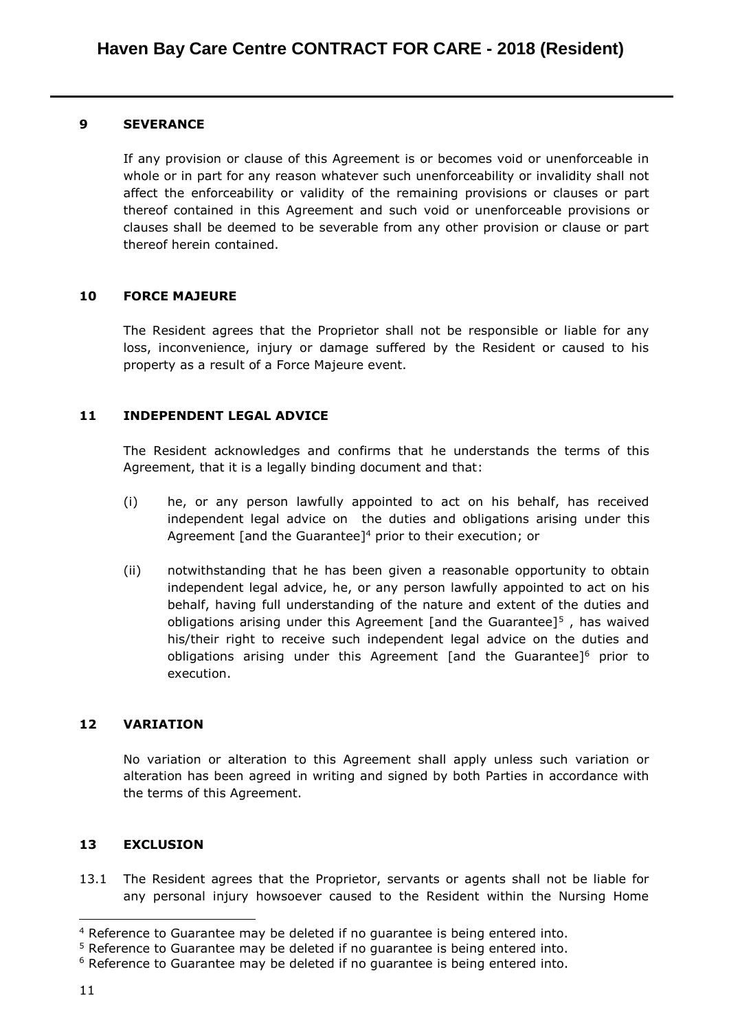## 9 SEVERANCE

If any provision or clause of this Agreement is or becomes void or unenforceable in whole or in part for any reason whatever such unenforceability or invalidity shall not affect the enforceability or validity of the remaining provisions or clauses or part thereof contained in this Agreement and such void or unenforceable provisions or clauses shall be deemed to be severable from any other provision or clause or part thereof herein contained.

## 10 FORCE MAJEURE

The Resident agrees that the Proprietor shall not be responsible or liable for any loss, inconvenience, injury or damage suffered by the Resident or caused to his property as a result of a Force Majeure event.

## 11 INDEPENDENT LEGAL ADVICE

The Resident acknowledges and confirms that he understands the terms of this Agreement, that it is a legally binding document and that:

(i) he, or any person lawfully appointed to act on his behalf, has received independent legal advice on the duties and obligations arising under this Agreement [and the Guarantee][4] prior to their execution; or

(ii) notwithstanding that he has been given a reasonable opportunity to obtain independent legal advice, he, or any person lawfully appointed to act on his behalf, having full understanding of the nature and extent of the duties and obligations arising under this Agreement [and the Guarantee][5] , has waived his/their right to receive such independent legal advice on the duties and obligations arising under this Agreement [and the Guarantee][6] prior to execution.

## 12 VARIATION

No variation or alteration to this Agreement shall apply unless such variation or alteration has been agreed in writing and signed by both Parties in accordance with the terms of this Agreement.

## 13 EXCLUSION

13.1 The Resident agrees that the Proprietor, servants or agents shall not be liable for any personal injury howsoever caused to the Resident within the Nursing Home

---

[4] Reference to Guarantee may be deleted if no guarantee is being entered into.

[5] Reference to Guarantee may be deleted if no guarantee is being entered into.

[6] Reference to Guarantee may be deleted if no guarantee is being entered into.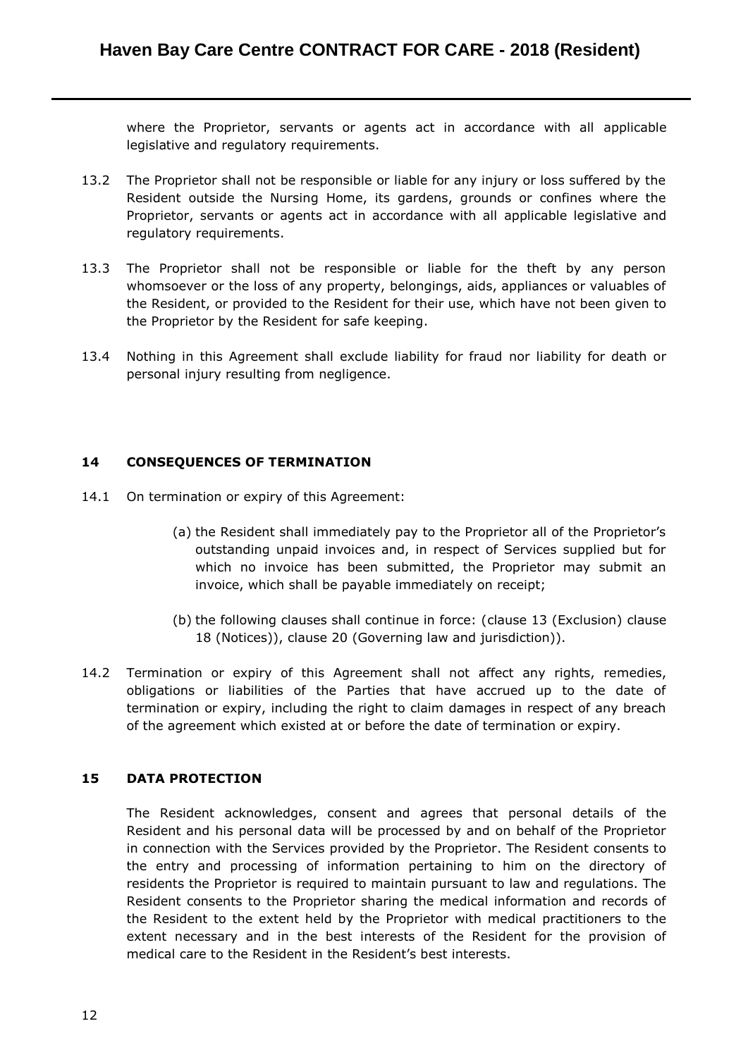where the Proprietor, servants or agents act in accordance with all applicable legislative and regulatory requirements.

13.2 The Proprietor shall not be responsible or liable for any injury or loss suffered by the Resident outside the Nursing Home, its gardens, grounds or confines where the Proprietor, servants or agents act in accordance with all applicable legislative and regulatory requirements.

13.3 The Proprietor shall not be responsible or liable for the theft by any person whomsoever or the loss of any property, belongings, aids, appliances or valuables of the Resident, or provided to the Resident for their use, which have not been given to the Proprietor by the Resident for safe keeping.

13.4 Nothing in this Agreement shall exclude liability for fraud nor liability for death or personal injury resulting from negligence.

## 14 CONSEQUENCES OF TERMINATION

14.1 On termination or expiry of this Agreement:

(a) the Resident shall immediately pay to the Proprietor all of the Proprietor's outstanding unpaid invoices and, in respect of Services supplied but for which no invoice has been submitted, the Proprietor may submit an invoice, which shall be payable immediately on receipt;

(b) the following clauses shall continue in force: (clause 13 (Exclusion) clause 18 (Notices)), clause 20 (Governing law and jurisdiction)).

14.2 Termination or expiry of this Agreement shall not affect any rights, remedies, obligations or liabilities of the Parties that have accrued up to the date of termination or expiry, including the right to claim damages in respect of any breach of the agreement which existed at or before the date of termination or expiry.

## 15 DATA PROTECTION

The Resident acknowledges, consent and agrees that personal details of the Resident and his personal data will be processed by and on behalf of the Proprietor in connection with the Services provided by the Proprietor. The Resident consents to the entry and processing of information pertaining to him on the directory of residents the Proprietor is required to maintain pursuant to law and regulations. The Resident consents to the Proprietor sharing the medical information and records of the Resident to the extent held by the Proprietor with medical practitioners to the extent necessary and in the best interests of the Resident for the provision of medical care to the Resident in the Resident's best interests.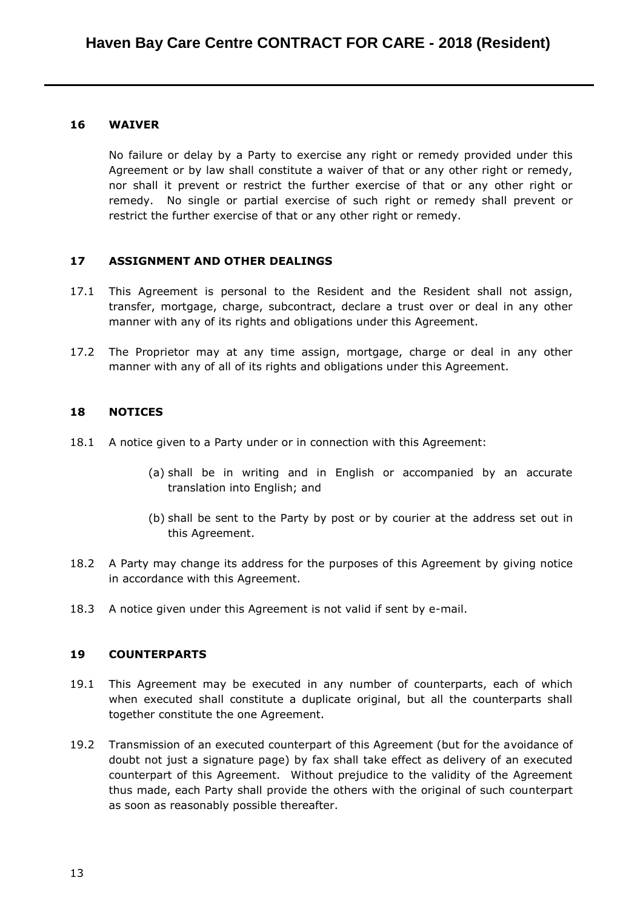## 16 WAIVER

No failure or delay by a Party to exercise any right or remedy provided under this Agreement or by law shall constitute a waiver of that or any other right or remedy, nor shall it prevent or restrict the further exercise of that or any other right or remedy. No single or partial exercise of such right or remedy shall prevent or restrict the further exercise of that or any other right or remedy.

## 17 ASSIGNMENT AND OTHER DEALINGS

17.1 This Agreement is personal to the Resident and the Resident shall not assign, transfer, mortgage, charge, subcontract, declare a trust over or deal in any other manner with any of its rights and obligations under this Agreement.

17.2 The Proprietor may at any time assign, mortgage, charge or deal in any other manner with any of all of its rights and obligations under this Agreement.

## 18 NOTICES

18.1 A notice given to a Party under or in connection with this Agreement:

(a) shall be in writing and in English or accompanied by an accurate translation into English; and

(b) shall be sent to the Party by post or by courier at the address set out in this Agreement.

18.2 A Party may change its address for the purposes of this Agreement by giving notice in accordance with this Agreement.

18.3 A notice given under this Agreement is not valid if sent by e-mail.

## 19 COUNTERPARTS

19.1 This Agreement may be executed in any number of counterparts, each of which when executed shall constitute a duplicate original, but all the counterparts shall together constitute the one Agreement.

19.2 Transmission of an executed counterpart of this Agreement (but for the avoidance of doubt not just a signature page) by fax shall take effect as delivery of an executed counterpart of this Agreement. Without prejudice to the validity of the Agreement thus made, each Party shall provide the others with the original of such counterpart as soon as reasonably possible thereafter.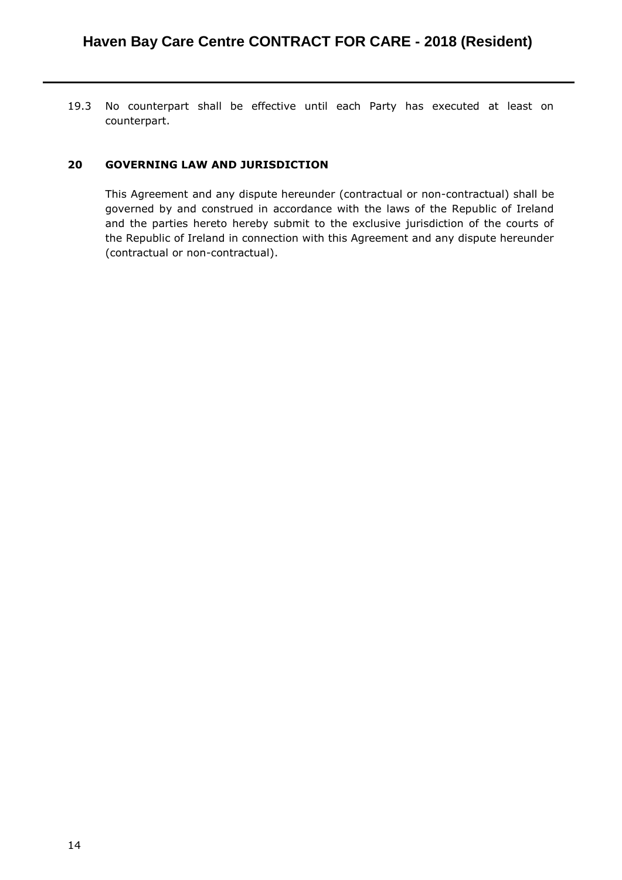19.3 No counterpart shall be effective until each Party has executed at least on counterpart.

## 20 GOVERNING LAW AND JURISDICTION

This Agreement and any dispute hereunder (contractual or non-contractual) shall be governed by and construed in accordance with the laws of the Republic of Ireland and the parties hereto hereby submit to the exclusive jurisdiction of the courts of the Republic of Ireland in connection with this Agreement and any dispute hereunder (contractual or non-contractual).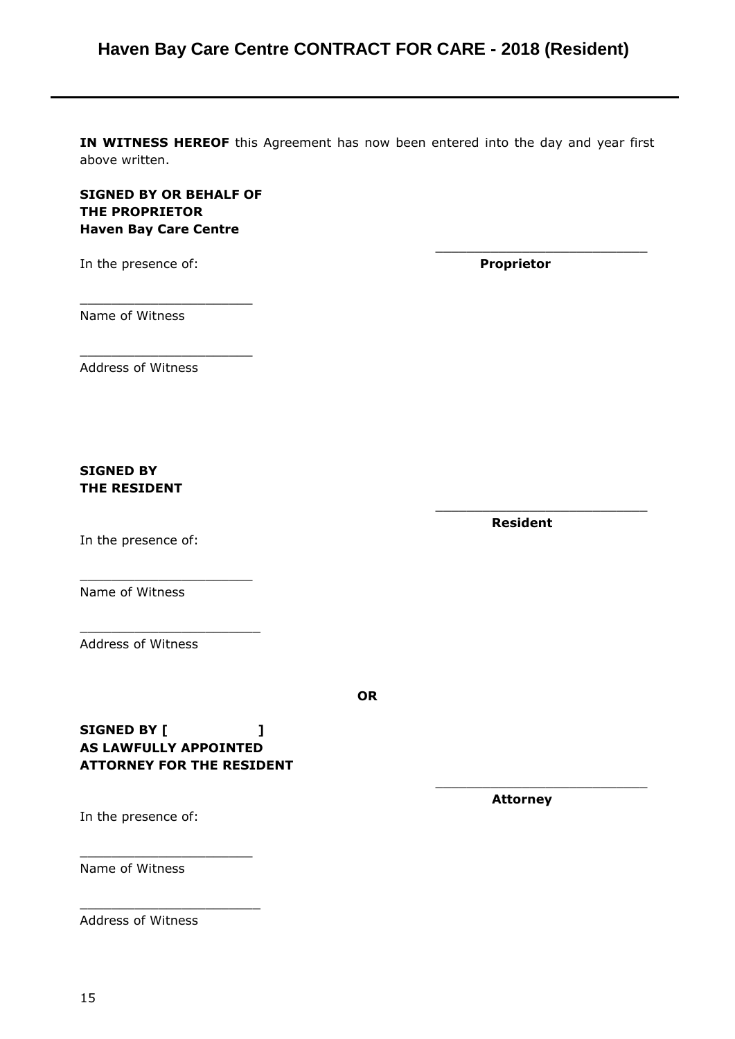**IN WITNESS HEREOF** this Agreement has now been entered into the day and year first above written.

**SIGNED BY OR BEHALF OF**
**THE PROPRIETOR**
**Haven Bay Care Centre**

In the presence of:

\_\_\_\_\_\_\_\_\_\_\_\_\_\_\_\_\_\_\_\_\_\_\_\_\_\_
**Proprietor**

\_\_\_\_\_\_\_\_\_\_\_\_\_\_\_\_\_\_\_\_\_\_
Name of Witness

\_\_\_\_\_\_\_\_\_\_\_\_\_\_\_\_\_\_\_\_\_\_
Address of Witness

**SIGNED BY**
**THE RESIDENT**

\_\_\_\_\_\_\_\_\_\_\_\_\_\_\_\_\_\_\_\_\_\_\_\_\_\_
**Resident**

In the presence of:

\_\_\_\_\_\_\_\_\_\_\_\_\_\_\_\_\_\_\_\_\_\_
Name of Witness

\_\_\_\_\_\_\_\_\_\_\_\_\_\_\_\_\_\_\_\_\_\_\_
Address of Witness

**OR**

**SIGNED BY [ ]**
**AS LAWFULLY APPOINTED**
**ATTORNEY FOR THE RESIDENT**

\_\_\_\_\_\_\_\_\_\_\_\_\_\_\_\_\_\_\_\_\_\_\_\_\_\_
**Attorney**

In the presence of:

\_\_\_\_\_\_\_\_\_\_\_\_\_\_\_\_\_\_\_\_\_\_
Name of Witness

\_\_\_\_\_\_\_\_\_\_\_\_\_\_\_\_\_\_\_\_\_\_\_
Address of Witness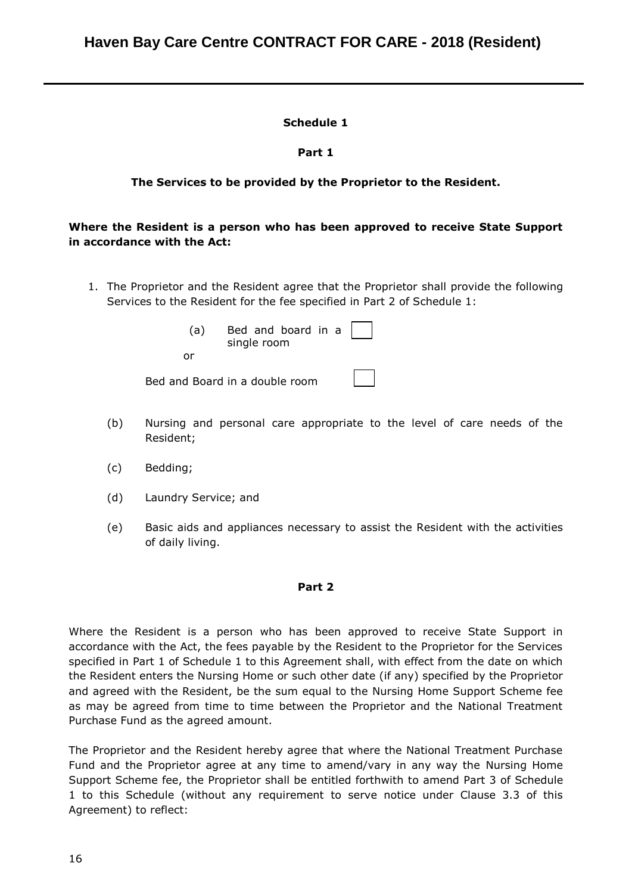**Schedule 1**

**Part 1**

**The Services to be provided by the Proprietor to the Resident.**

**Where the Resident is a person who has been approved to receive State Support in accordance with the Act:**

1. The Proprietor and the Resident agree that the Proprietor shall provide the following Services to the Resident for the fee specified in Part 2 of Schedule 1:

   (a) Bed and board in a single room ☐

   or

   Bed and Board in a double room ☐

   (b) Nursing and personal care appropriate to the level of care needs of the Resident;

   (c) Bedding;

   (d) Laundry Service; and

   (e) Basic aids and appliances necessary to assist the Resident with the activities of daily living.

**Part 2**

Where the Resident is a person who has been approved to receive State Support in accordance with the Act, the fees payable by the Resident to the Proprietor for the Services specified in Part 1 of Schedule 1 to this Agreement shall, with effect from the date on which the Resident enters the Nursing Home or such other date (if any) specified by the Proprietor and agreed with the Resident, be the sum equal to the Nursing Home Support Scheme fee as may be agreed from time to time between the Proprietor and the National Treatment Purchase Fund as the agreed amount.

The Proprietor and the Resident hereby agree that where the National Treatment Purchase Fund and the Proprietor agree at any time to amend/vary in any way the Nursing Home Support Scheme fee, the Proprietor shall be entitled forthwith to amend Part 3 of Schedule 1 to this Schedule (without any requirement to serve notice under Clause 3.3 of this Agreement) to reflect: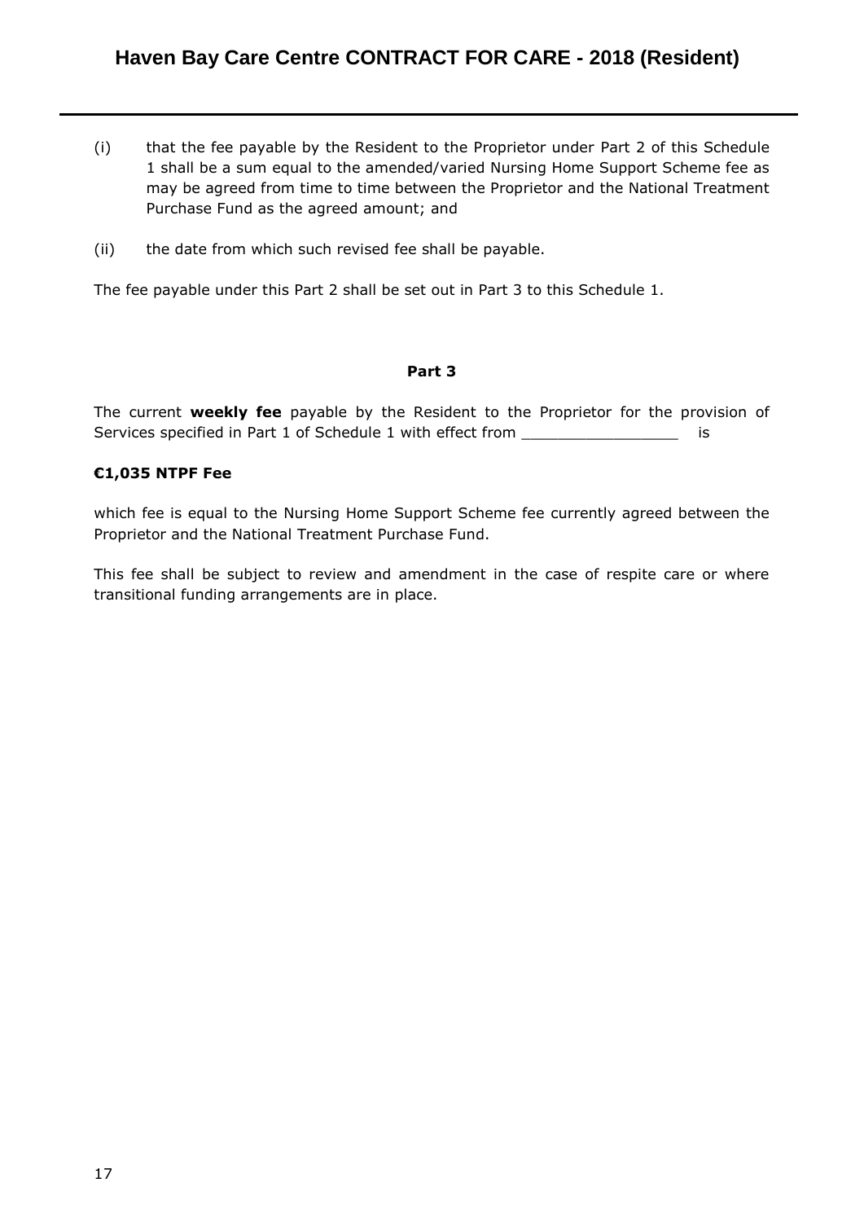(i) that the fee payable by the Resident to the Proprietor under Part 2 of this Schedule 1 shall be a sum equal to the amended/varied Nursing Home Support Scheme fee as may be agreed from time to time between the Proprietor and the National Treatment Purchase Fund as the agreed amount; and

(ii) the date from which such revised fee shall be payable.

The fee payable under this Part 2 shall be set out in Part 3 to this Schedule 1.

**Part 3**

The current **weekly fee** payable by the Resident to the Proprietor for the provision of Services specified in Part 1 of Schedule 1 with effect from _________________ is

**€1,035 NTPF Fee**

which fee is equal to the Nursing Home Support Scheme fee currently agreed between the Proprietor and the National Treatment Purchase Fund.

This fee shall be subject to review and amendment in the case of respite care or where transitional funding arrangements are in place.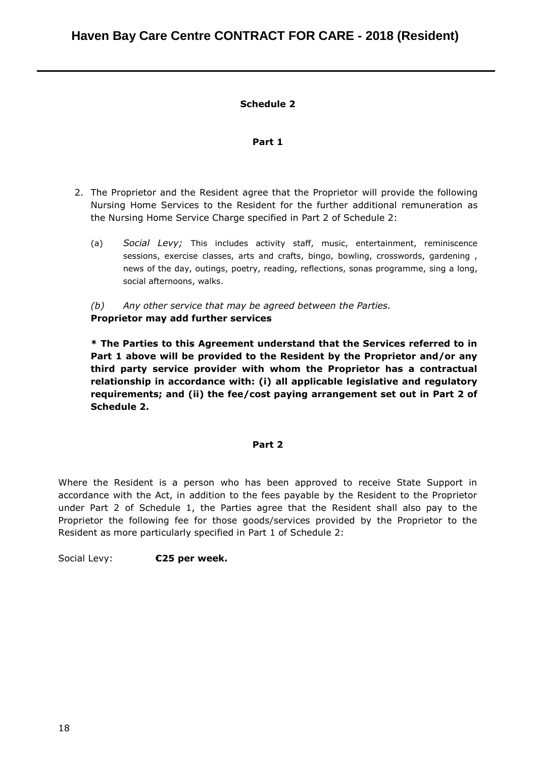**Schedule 2**

**Part 1**

2. The Proprietor and the Resident agree that the Proprietor will provide the following Nursing Home Services to the Resident for the further additional remuneration as the Nursing Home Service Charge specified in Part 2 of Schedule 2:

   (a) *Social Levy;* This includes activity staff, music, entertainment, reminiscence sessions, exercise classes, arts and crafts, bingo, bowling, crosswords, gardening , news of the day, outings, poetry, reading, reflections, sonas programme, sing a long, social afternoons, walks.

   *(b) Any other service that may be agreed between the Parties.*
   **Proprietor may add further services**

   **\* The Parties to this Agreement understand that the Services referred to in Part 1 above will be provided to the Resident by the Proprietor and/or any third party service provider with whom the Proprietor has a contractual relationship in accordance with: (i) all applicable legislative and regulatory requirements; and (ii) the fee/cost paying arrangement set out in Part 2 of Schedule 2.**

**Part 2**

Where the Resident is a person who has been approved to receive State Support in accordance with the Act, in addition to the fees payable by the Resident to the Proprietor under Part 2 of Schedule 1, the Parties agree that the Resident shall also pay to the Proprietor the following fee for those goods/services provided by the Proprietor to the Resident as more particularly specified in Part 1 of Schedule 2:

Social Levy: **€25 per week.**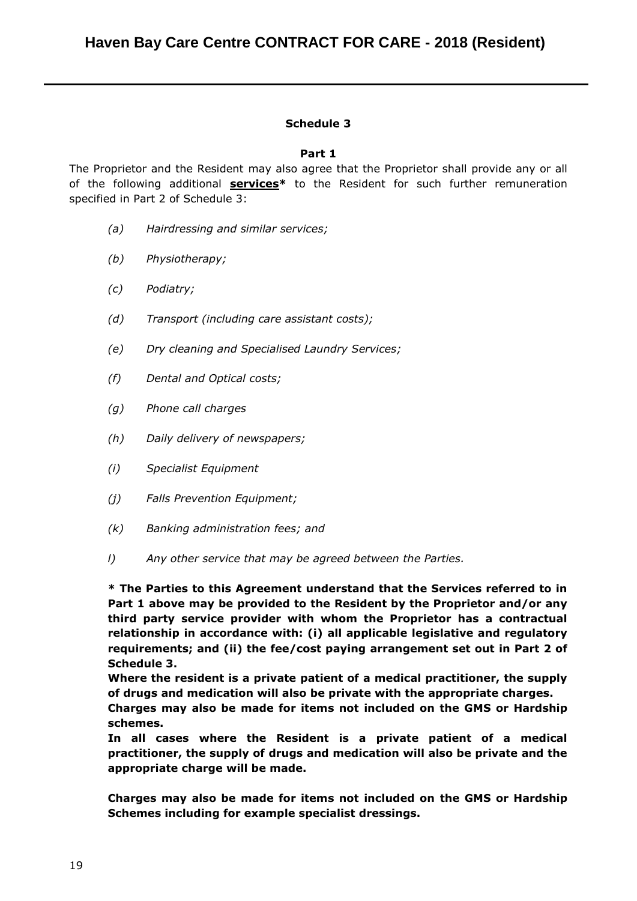**Schedule 3**

**Part 1**

The Proprietor and the Resident may also agree that the Proprietor shall provide any or all of the following additional **services*** to the Resident for such further remuneration specified in Part 2 of Schedule 3:

- *(a) Hairdressing and similar services;*
- *(b) Physiotherapy;*
- *(c) Podiatry;*
- *(d) Transport (including care assistant costs);*
- *(e) Dry cleaning and Specialised Laundry Services;*
- *(f) Dental and Optical costs;*
- *(g) Phone call charges*
- *(h) Daily delivery of newspapers;*
- *(i) Specialist Equipment*
- *(j) Falls Prevention Equipment;*
- *(k) Banking administration fees; and*
- *l) Any other service that may be agreed between the Parties.*

**\* The Parties to this Agreement understand that the Services referred to in Part 1 above may be provided to the Resident by the Proprietor and/or any third party service provider with whom the Proprietor has a contractual relationship in accordance with: (i) all applicable legislative and regulatory requirements; and (ii) the fee/cost paying arrangement set out in Part 2 of Schedule 3.**

**Where the resident is a private patient of a medical practitioner, the supply of drugs and medication will also be private with the appropriate charges.**

**Charges may also be made for items not included on the GMS or Hardship schemes.**

**In all cases where the Resident is a private patient of a medical practitioner, the supply of drugs and medication will also be private and the appropriate charge will be made.**

**Charges may also be made for items not included on the GMS or Hardship Schemes including for example specialist dressings.**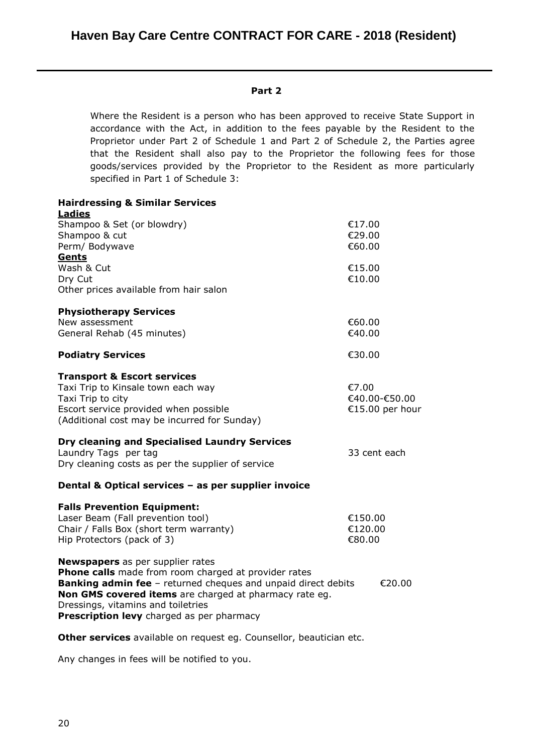**Part 2**

Where the Resident is a person who has been approved to receive State Support in accordance with the Act, in addition to the fees payable by the Resident to the Proprietor under Part 2 of Schedule 1 and Part 2 of Schedule 2, the Parties agree that the Resident shall also pay to the Proprietor the following fees for those goods/services provided by the Proprietor to the Resident as more particularly specified in Part 1 of Schedule 3:

**Hairdressing & Similar Services**

**Ladies**

| | |
|---|---|
| Shampoo & Set (or blowdry) | €17.00 |
| Shampoo & cut | €29.00 |
| Perm/ Bodywave | €60.00 |

**Gents**

| | |
|---|---|
| Wash & Cut | €15.00 |
| Dry Cut | €10.00 |

Other prices available from hair salon

**Physiotherapy Services**

| | |
|---|---|
| New assessment | €60.00 |
| General Rehab (45 minutes) | €40.00 |

**Podiatry Services** €30.00

**Transport & Escort services**

| | |
|---|---|
| Taxi Trip to Kinsale town each way | €7.00 |
| Taxi Trip to city | €40.00-€50.00 |
| Escort service provided when possible | €15.00 per hour |

(Additional cost may be incurred for Sunday)

**Dry cleaning and Specialised Laundry Services**

Laundry Tags per tag 33 cent each

Dry cleaning costs as per the supplier of service

**Dental & Optical services – as per supplier invoice**

**Falls Prevention Equipment:**

| | |
|---|---|
| Laser Beam (Fall prevention tool) | €150.00 |
| Chair / Falls Box (short term warranty) | €120.00 |
| Hip Protectors (pack of 3) | €80.00 |

**Newspapers** as per supplier rates

**Phone calls** made from room charged at provider rates

**Banking admin fee** – returned cheques and unpaid direct debits €20.00

**Non GMS covered items** are charged at pharmacy rate eg. Dressings, vitamins and toiletries

**Prescription levy** charged as per pharmacy

**Other services** available on request eg. Counsellor, beautician etc.

Any changes in fees will be notified to you.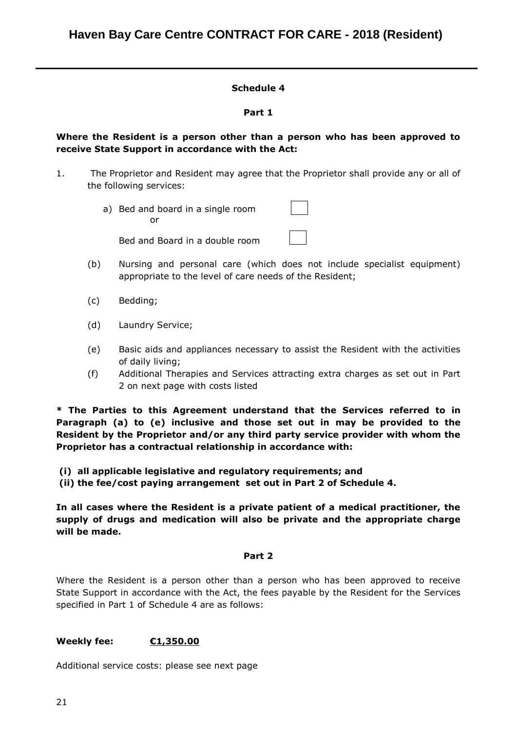# Haven Bay Care Centre CONTRACT FOR CARE - 2018 (Resident)

**Schedule 4**

**Part 1**

**Where the Resident is a person other than a person who has been approved to receive State Support in accordance with the Act:**

1. The Proprietor and Resident may agree that the Proprietor shall provide any or all of the following services:

   a) Bed and board in a single room ☐
      or
      Bed and Board in a double room ☐

   (b) Nursing and personal care (which does not include specialist equipment) appropriate to the level of care needs of the Resident;

   (c) Bedding;

   (d) Laundry Service;

   (e) Basic aids and appliances necessary to assist the Resident with the activities of daily living;

   (f) Additional Therapies and Services attracting extra charges as set out in Part 2 on next page with costs listed

**\* The Parties to this Agreement understand that the Services referred to in Paragraph (a) to (e) inclusive and those set out in may be provided to the Resident by the Proprietor and/or any third party service provider with whom the Proprietor has a contractual relationship in accordance with:**

**(i) all applicable legislative and regulatory requirements; and**
**(ii) the fee/cost paying arrangement set out in Part 2 of Schedule 4.**

**In all cases where the Resident is a private patient of a medical practitioner, the supply of drugs and medication will also be private and the appropriate charge will be made.**

**Part 2**

Where the Resident is a person other than a person who has been approved to receive State Support in accordance with the Act, the fees payable by the Resident for the Services specified in Part 1 of Schedule 4 are as follows:

**Weekly fee:** **<u>€1,350.00</u>**

Additional service costs: please see next page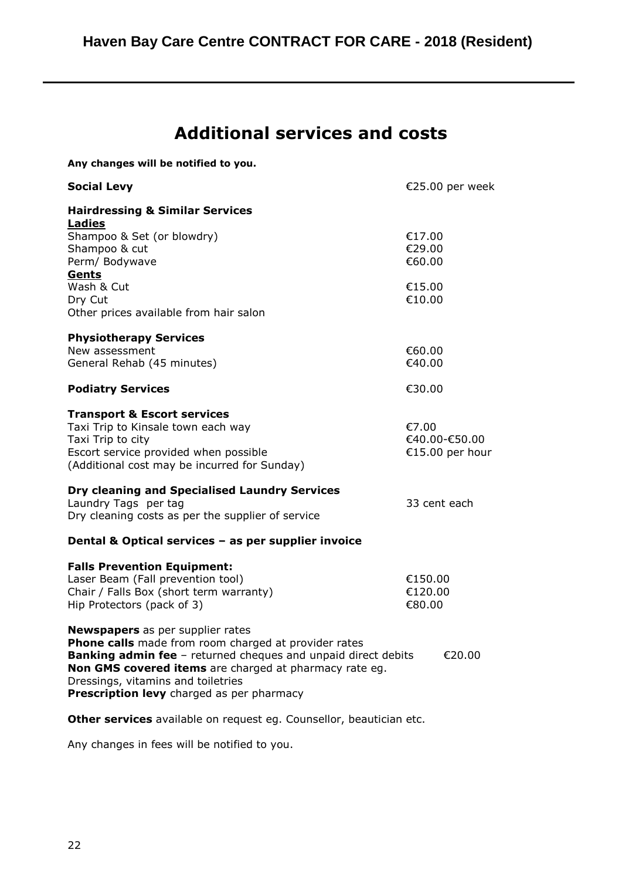# Additional services and costs

**Any changes will be notified to you.**

| | |
|---|---|
| **Social Levy** | €25.00 per week |
| **Hairdressing & Similar Services** | |
| **Ladies** | |
| Shampoo & Set (or blowdry) | €17.00 |
| Shampoo & cut | €29.00 |
| Perm/ Bodywave | €60.00 |
| **Gents** | |
| Wash & Cut | €15.00 |
| Dry Cut | €10.00 |
| Other prices available from hair salon | |
| **Physiotherapy Services** | |
| New assessment | €60.00 |
| General Rehab (45 minutes) | €40.00 |
| **Podiatry Services** | €30.00 |
| **Transport & Escort services** | |
| Taxi Trip to Kinsale town each way | €7.00 |
| Taxi Trip to city | €40.00-€50.00 |
| Escort service provided when possible | €15.00 per hour |
| (Additional cost may be incurred for Sunday) | |
| **Dry cleaning and Specialised Laundry Services** | |
| Laundry Tags per tag | 33 cent each |
| Dry cleaning costs as per the supplier of service | |
| **Dental & Optical services – as per supplier invoice** | |
| **Falls Prevention Equipment:** | |
| Laser Beam (Fall prevention tool) | €150.00 |
| Chair / Falls Box (short term warranty) | €120.00 |
| Hip Protectors (pack of 3) | €80.00 |

**Newspapers** as per supplier rates
**Phone calls** made from room charged at provider rates
**Banking admin fee** – returned cheques and unpaid direct debits €20.00
**Non GMS covered items** are charged at pharmacy rate eg. Dressings, vitamins and toiletries
**Prescription levy** charged as per pharmacy

**Other services** available on request eg. Counsellor, beautician etc.

Any changes in fees will be notified to you.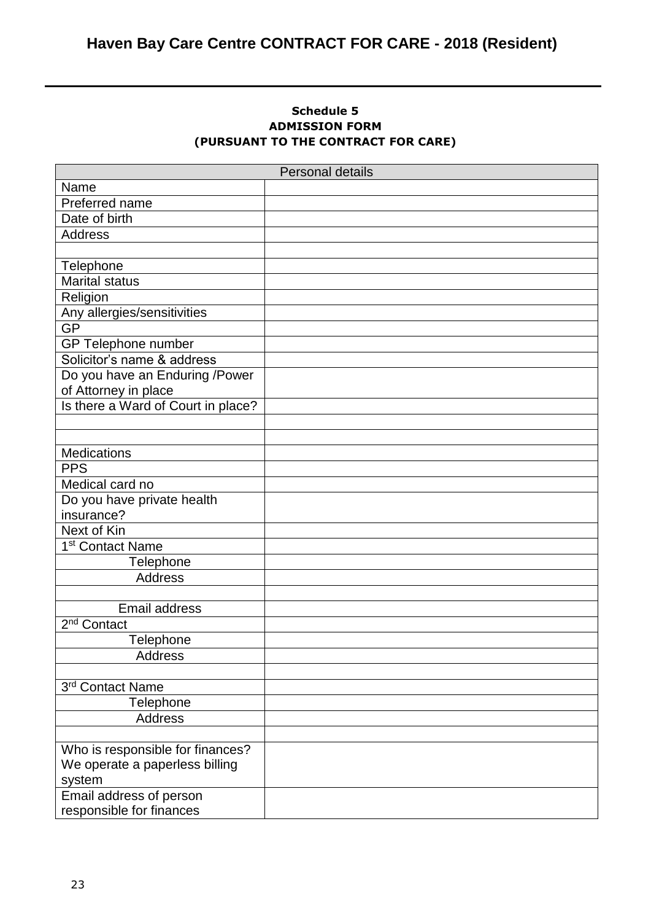**Schedule 5**
**ADMISSION FORM**
**(PURSUANT TO THE CONTRACT FOR CARE)**

| Personal details | |
|---|---|
| Name | |
| Preferred name | |
| Date of birth | |
| Address | |
| | |
| Telephone | |
| Marital status | |
| Religion | |
| Any allergies/sensitivities | |
| GP | |
| GP Telephone number | |
| Solicitor's name & address | |
| Do you have an Enduring /Power of Attorney in place | |
| Is there a Ward of Court in place? | |
| | |
| | |
| Medications | |
| PPS | |
| Medical card no | |
| Do you have private health insurance? | |
| Next of Kin | |
| 1st Contact Name | |
| Telephone | |
| Address | |
| | |
| Email address | |
| 2nd Contact | |
| Telephone | |
| Address | |
| | |
| 3rd Contact Name | |
| Telephone | |
| Address | |
| | |
| Who is responsible for finances? We operate a paperless billing system | |
| Email address of person responsible for finances | |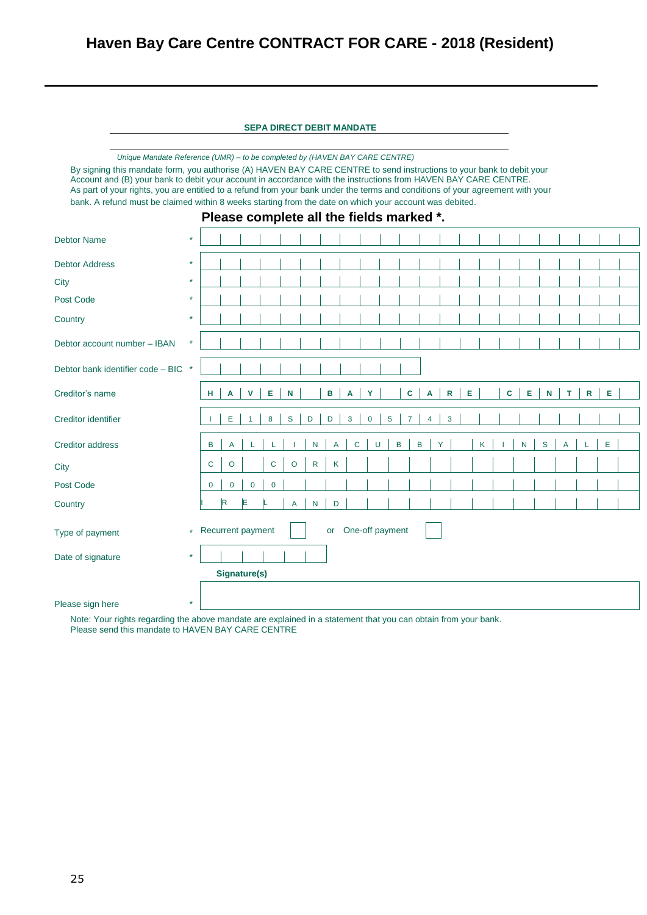# Haven Bay Care Centre CONTRACT FOR CARE - 2018 (Resident)

**SEPA DIRECT DEBIT MANDATE**

*Unique Mandate Reference (UMR) – to be completed by (HAVEN BAY CARE CENTRE)*

By signing this mandate form, you authorise (A) HAVEN BAY CARE CENTRE to send instructions to your bank to debit your Account and (B) your bank to debit your account in accordance with the instructions from HAVEN BAY CARE CENTRE. As part of your rights, you are entitled to a refund from your bank under the terms and conditions of your agreement with your bank. A refund must be claimed within 8 weeks starting from the date on which your account was debited.

**Please complete all the fields marked *.**

| Field | | Value |
|---|---|---|
| Debtor Name | * | |
| Debtor Address | * | |
| City | * | |
| Post Code | * | |
| Country | * | |
| Debtor account number – IBAN | * | |
| Debtor bank identifier code – BIC | * | |
| Creditor's name | | HAVEN BAY CARE CENTRE |
| Creditor identifier | | IE18SDD305743 |
| Creditor address | | BALLINACURRY KINSALE |
| City | | CO CORK |
| Post Code | | 0000 |
| Country | | IRELAND |
| Type of payment | * | Recurrent payment ☐ or One-off payment ☐ |
| Date of signature | * | |

**Signature(s)**

Please sign here *

Note: Your rights regarding the above mandate are explained in a statement that you can obtain from your bank.
Please send this mandate to HAVEN BAY CARE CENTRE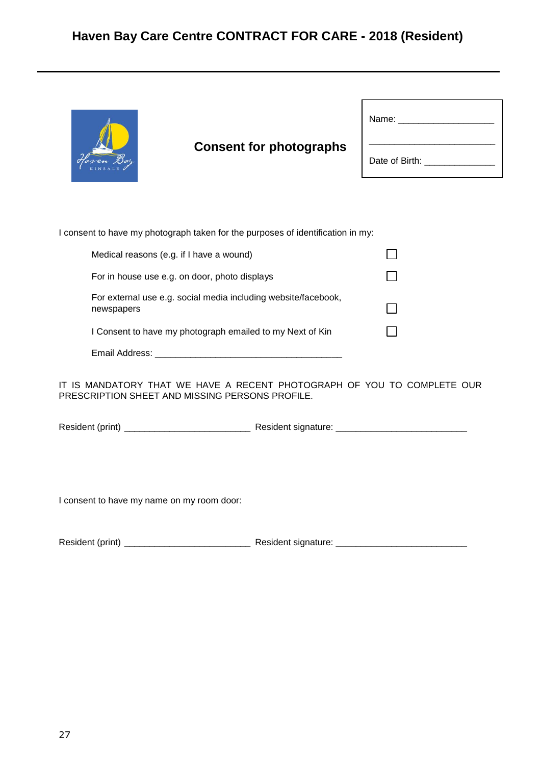## Haven Bay Care Centre CONTRACT FOR CARE - 2018 (Resident)

### Consent for photographs

Name: ____________________

____________________________

Date of Birth: ______________

I consent to have my photograph taken for the purposes of identification in my:

- Medical reasons (e.g. if I have a wound) ☐
- For in house use e.g. on door, photo displays ☐
- For external use e.g. social media including website/facebook, newspapers ☐
- I Consent to have my photograph emailed to my Next of Kin ☐

Email Address: _____________________________________

IT IS MANDATORY THAT WE HAVE A RECENT PHOTOGRAPH OF YOU TO COMPLETE OUR PRESCRIPTION SHEET AND MISSING PERSONS PROFILE.

Resident (print) _________________________ Resident signature: __________________________

I consent to have my name on my room door:

Resident (print) _________________________ Resident signature: __________________________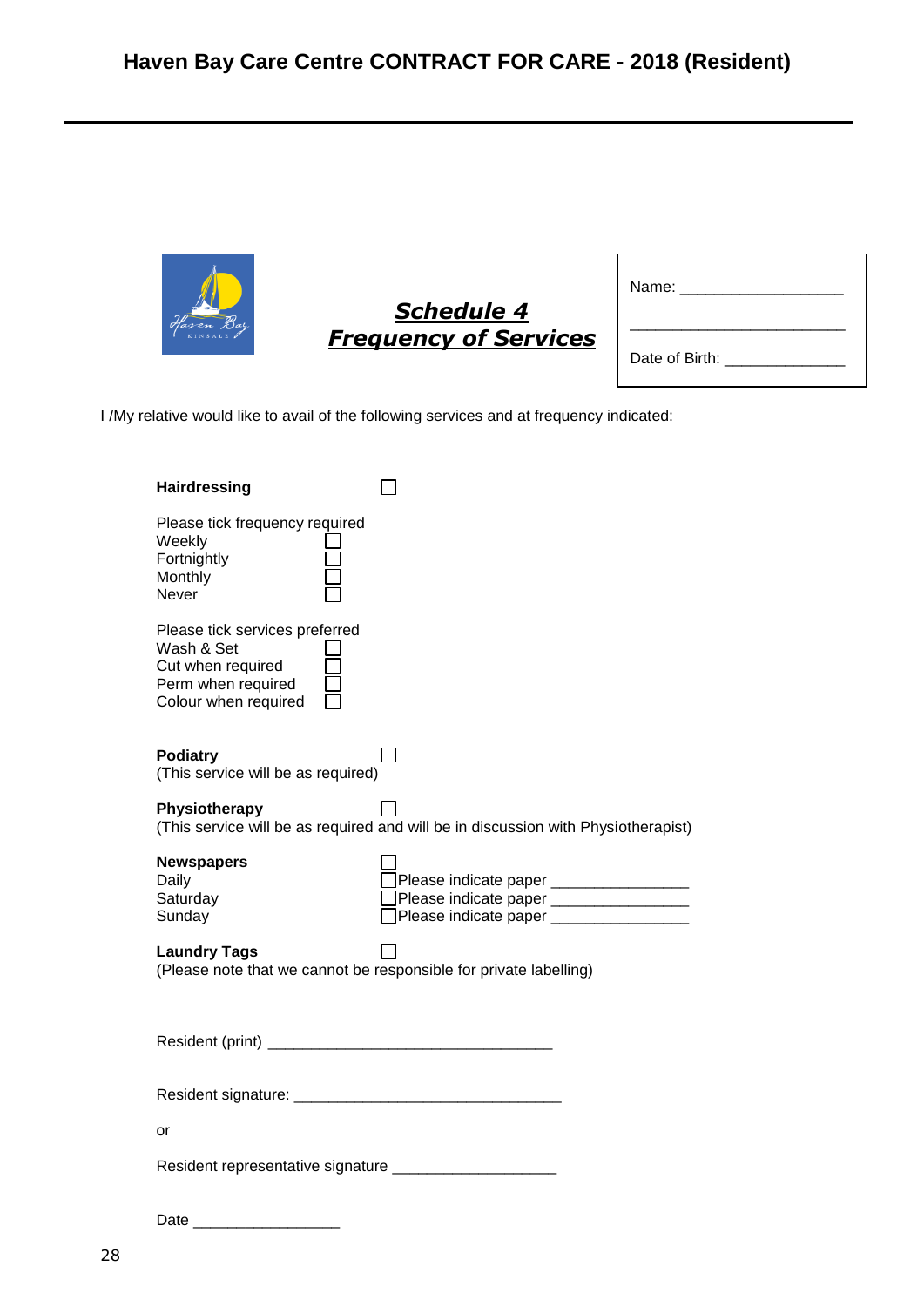# Haven Bay Care Centre CONTRACT FOR CARE - 2018 (Resident)

## ***Schedule 4***
## ***Frequency of Services***

Name: ___________________

_________________________

Date of Birth: ______________

I /My relative would like to avail of the following services and at frequency indicated:

**Hairdressing** ☐

Please tick frequency required
- Weekly ☐
- Fortnightly ☐
- Monthly ☐
- Never ☐

Please tick services preferred
- Wash & Set ☐
- Cut when required ☐
- Perm when required ☐
- Colour when required ☐

**Podiatry** ☐
(This service will be as required)

**Physiotherapy** ☐
(This service will be as required and will be in discussion with Physiotherapist)

**Newspapers** ☐
- Daily ☐ Please indicate paper ________________
- Saturday ☐ Please indicate paper ________________
- Sunday ☐ Please indicate paper ________________

**Laundry Tags** ☐
(Please note that we cannot be responsible for private labelling)

Resident (print) _________________________________

Resident signature: _______________________________

or

Resident representative signature ___________________

Date _________________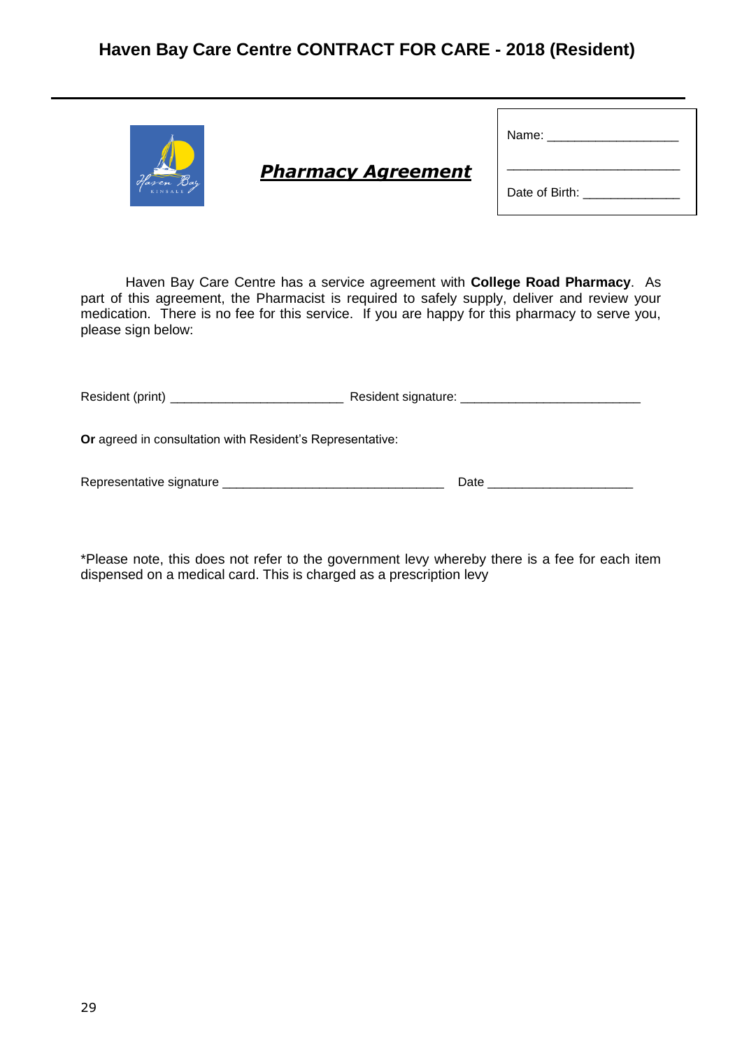# Haven Bay Care Centre CONTRACT FOR CARE - 2018 (Resident)

## ***Pharmacy Agreement***

Name: ___________________

_________________________

Date of Birth: _____________

Haven Bay Care Centre has a service agreement with **College Road Pharmacy**. As part of this agreement, the Pharmacist is required to safely supply, deliver and review your medication. There is no fee for this service. If you are happy for this pharmacy to serve you, please sign below:

Resident (print) _________________________ Resident signature: __________________________

**Or** agreed in consultation with Resident's Representative:

Representative signature ________________________________ Date _____________________

*Please note, this does not refer to the government levy whereby there is a fee for each item dispensed on a medical card. This is charged as a prescription levy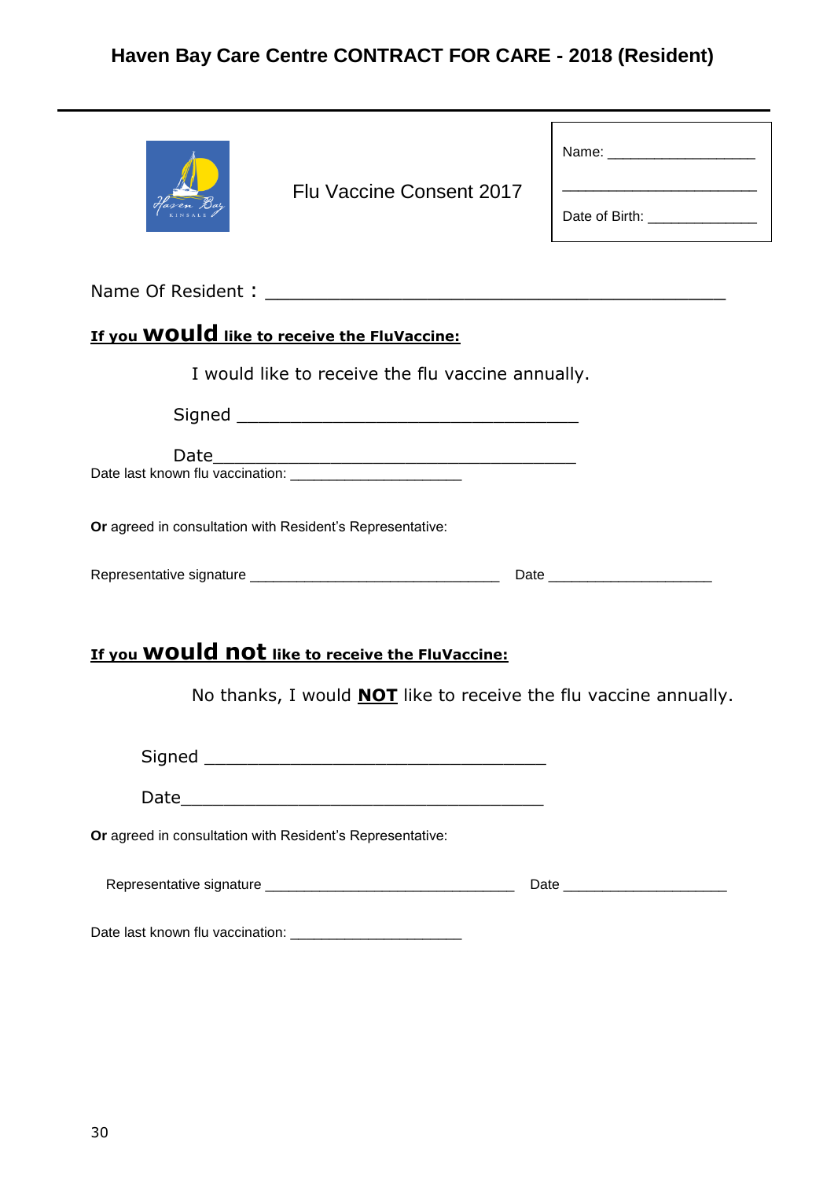# Haven Bay Care Centre CONTRACT FOR CARE - 2018 (Resident)

Flu Vaccine Consent 2017

Name: ____________________

________________________

Date of Birth: ______________

Name Of Resident : ______________________________________________

**If you would like to receive the FluVaccine:**

I would like to receive the flu vaccine annually.

Signed __________________________________

Date____________________________________

Date last known flu vaccination: ______________________

**Or** agreed in consultation with Resident's Representative:

Representative signature ________________________________ Date _____________________

**If you would not like to receive the FluVaccine:**

No thanks, I would **NOT** like to receive the flu vaccine annually.

Signed __________________________________

Date____________________________________

**Or** agreed in consultation with Resident's Representative:

Representative signature ________________________________ Date _____________________

Date last known flu vaccination: ______________________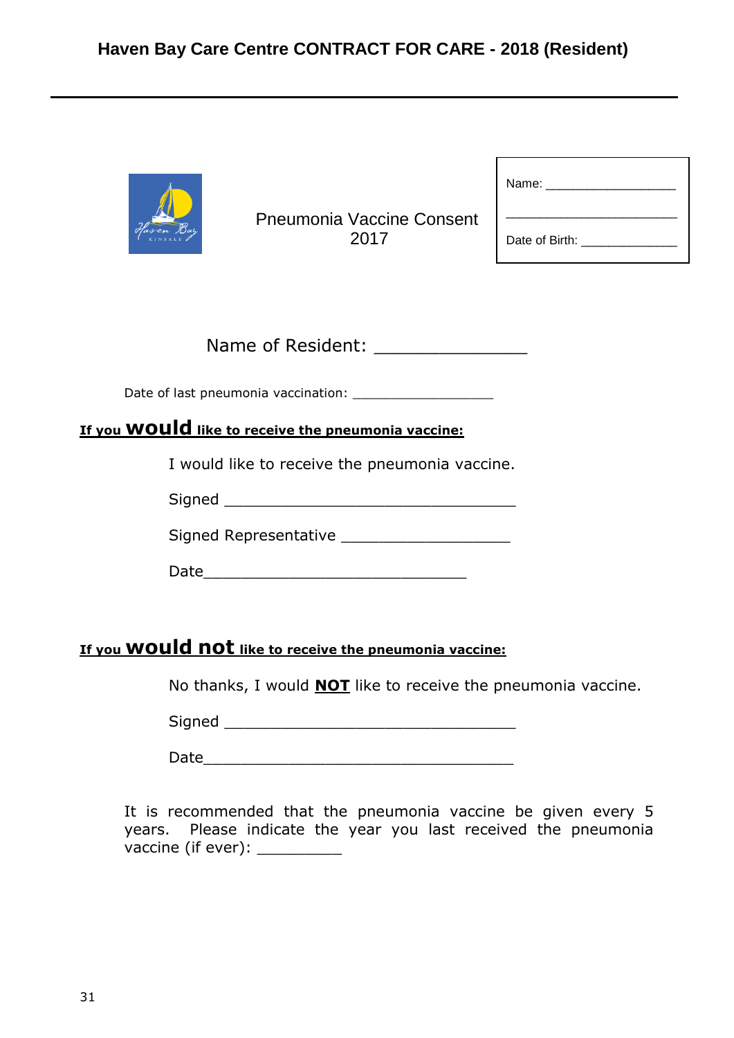Pneumonia Vaccine Consent 2017

Name: ___________________

___________________________

Date of Birth: ______________

Name of Resident: _______________

Date of last pneumonia vaccination: ___________________

**If you would like to receive the pneumonia vaccine:**

I would like to receive the pneumonia vaccine.

Signed _________________________________

Signed Representative ___________________

Date______________________________

**If you would not like to receive the pneumonia vaccine:**

No thanks, I would **NOT** like to receive the pneumonia vaccine.

Signed _________________________________

Date___________________________________

It is recommended that the pneumonia vaccine be given every 5 years. Please indicate the year you last received the pneumonia vaccine (if ever): _________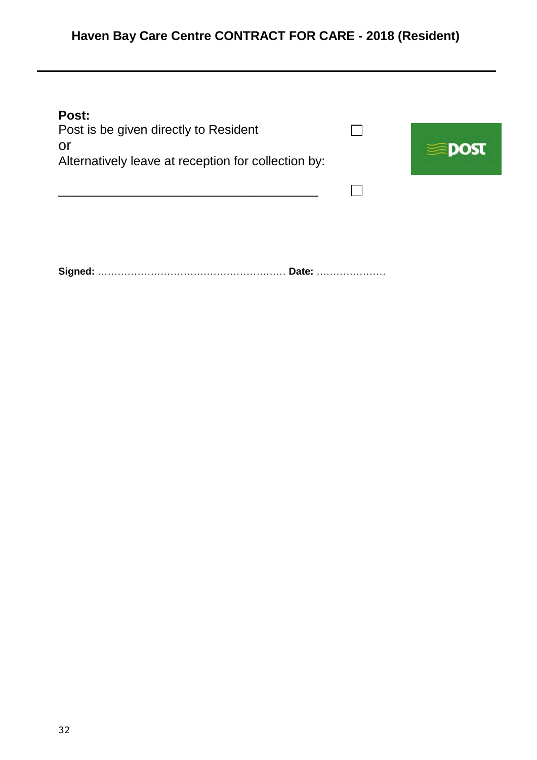**Post:**

Post is be given directly to Resident ☐

or

Alternatively leave at reception for collection by:

_______________________________________ ☐

**Signed:** ……………………………………………….. **Date:** …………………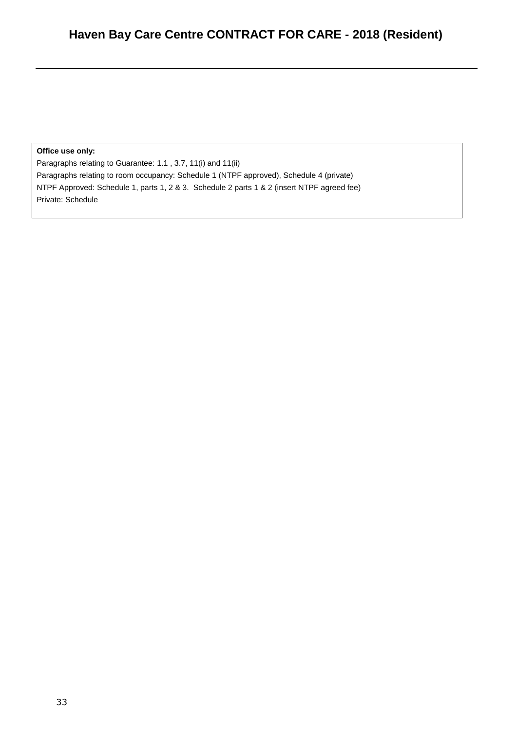**Office use only:**

Paragraphs relating to Guarantee: 1.1 , 3.7, 11(i) and 11(ii)

Paragraphs relating to room occupancy: Schedule 1 (NTPF approved), Schedule 4 (private)

NTPF Approved: Schedule 1, parts 1, 2 & 3. Schedule 2 parts 1 & 2 (insert NTPF agreed fee)

Private: Schedule